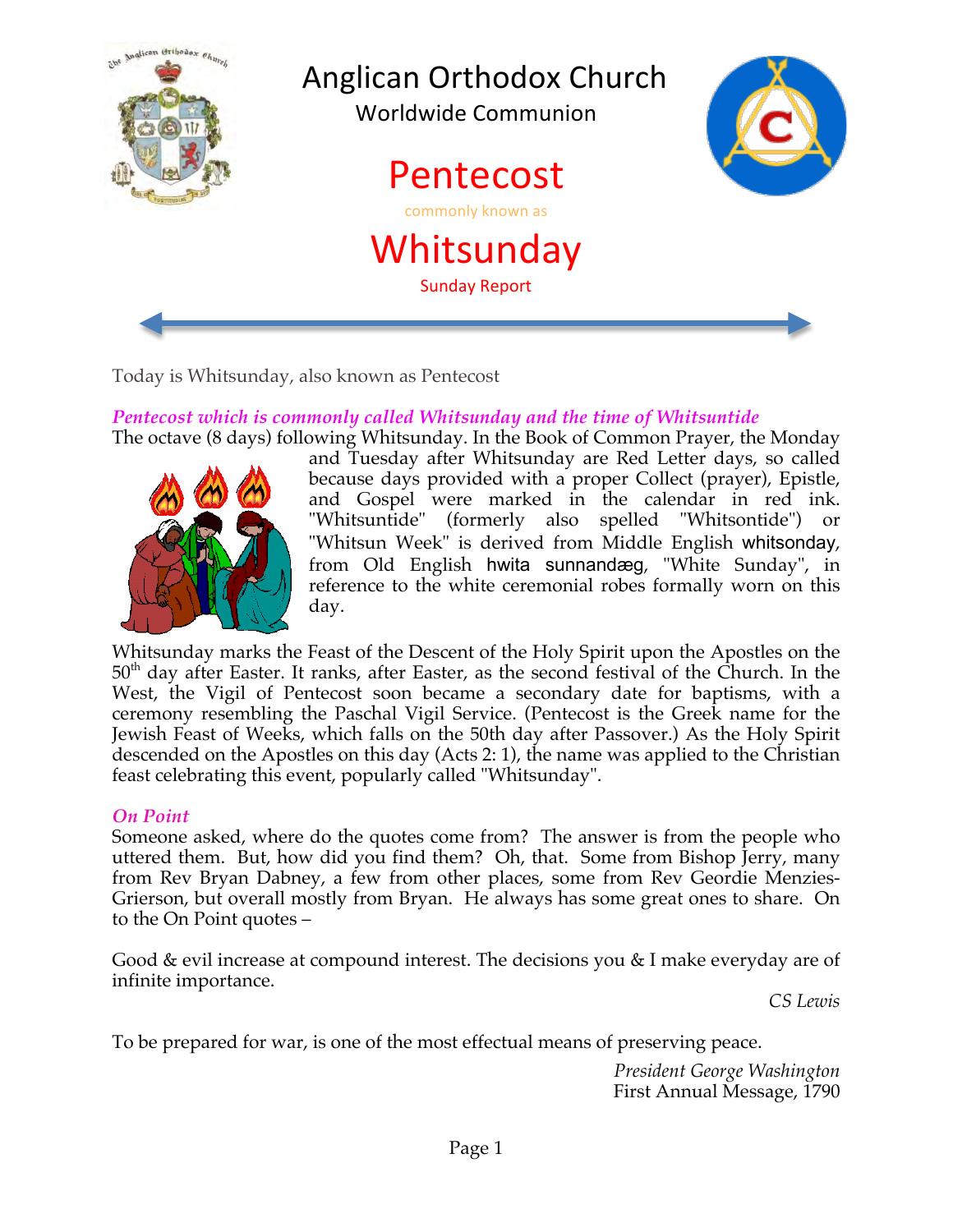# Anglican Orthodox Church

Worldwide Communion

# Pentecost

commonly known as

# Whitsunday

Sunday Report

Today is Whitsunday, also known as Pentecost

***Pentecost which is commonly called Whitsunday and the time of Whitsuntide***

The octave (8 days) following Whitsunday. In the Book of Common Prayer, the Monday and Tuesday after Whitsunday are Red Letter days, so called because days provided with a proper Collect (prayer), Epistle, and Gospel were marked in the calendar in red ink. "Whitsuntide" (formerly also spelled "Whitsontide") or "Whitsun Week" is derived from Middle English whitsonday, from Old English hwita sunnandæg, "White Sunday", in reference to the white ceremonial robes formally worn on this day.

Whitsunday marks the Feast of the Descent of the Holy Spirit upon the Apostles on the 50th day after Easter. It ranks, after Easter, as the second festival of the Church. In the West, the Vigil of Pentecost soon became a secondary date for baptisms, with a ceremony resembling the Paschal Vigil Service. (Pentecost is the Greek name for the Jewish Feast of Weeks, which falls on the 50th day after Passover.) As the Holy Spirit descended on the Apostles on this day (Acts 2: 1), the name was applied to the Christian feast celebrating this event, popularly called "Whitsunday".

***On Point***

Someone asked, where do the quotes come from? The answer is from the people who uttered them. But, how did you find them? Oh, that. Some from Bishop Jerry, many from Rev Bryan Dabney, a few from other places, some from Rev Geordie Menzies-Grierson, but overall mostly from Bryan. He always has some great ones to share. On to the On Point quotes –

Good & evil increase at compound interest. The decisions you & I make everyday are of infinite importance.

*CS Lewis*

To be prepared for war, is one of the most effectual means of preserving peace.

*President George Washington*
First Annual Message, 1790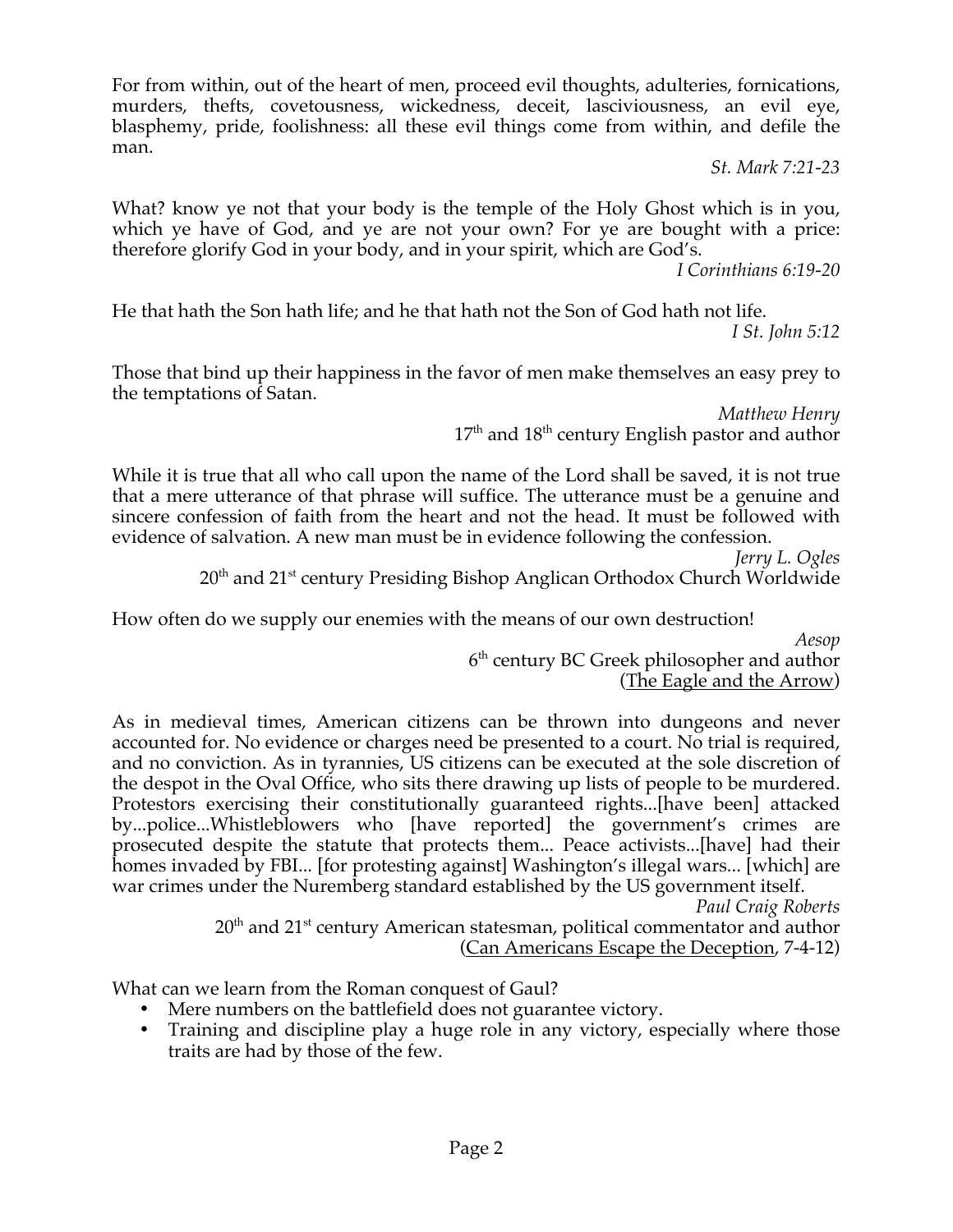For from within, out of the heart of men, proceed evil thoughts, adulteries, fornications, murders, thefts, covetousness, wickedness, deceit, lasciviousness, an evil eye, blasphemy, pride, foolishness: all these evil things come from within, and defile the man.

*St. Mark 7:21-23*

What? know ye not that your body is the temple of the Holy Ghost which is in you, which ye have of God, and ye are not your own? For ye are bought with a price: therefore glorify God in your body, and in your spirit, which are God's.

*I Corinthians 6:19-20*

He that hath the Son hath life; and he that hath not the Son of God hath not life.

*I St. John 5:12*

Those that bind up their happiness in the favor of men make themselves an easy prey to the temptations of Satan.

*Matthew Henry*
17th and 18th century English pastor and author

While it is true that all who call upon the name of the Lord shall be saved, it is not true that a mere utterance of that phrase will suffice. The utterance must be a genuine and sincere confession of faith from the heart and not the head. It must be followed with evidence of salvation. A new man must be in evidence following the confession.

*Jerry L. Ogles*
20th and 21st century Presiding Bishop Anglican Orthodox Church Worldwide

How often do we supply our enemies with the means of our own destruction!

*Aesop*
6th century BC Greek philosopher and author
(The Eagle and the Arrow)

As in medieval times, American citizens can be thrown into dungeons and never accounted for. No evidence or charges need be presented to a court. No trial is required, and no conviction. As in tyrannies, US citizens can be executed at the sole discretion of the despot in the Oval Office, who sits there drawing up lists of people to be murdered. Protestors exercising their constitutionally guaranteed rights...[have been] attacked by...police...Whistleblowers who [have reported] the government's crimes are prosecuted despite the statute that protects them... Peace activists...[have] had their homes invaded by FBI... [for protesting against] Washington's illegal wars... [which] are war crimes under the Nuremberg standard established by the US government itself.

*Paul Craig Roberts*
20th and 21st century American statesman, political commentator and author
(Can Americans Escape the Deception, 7-4-12)

What can we learn from the Roman conquest of Gaul?

- Mere numbers on the battlefield does not guarantee victory.
- Training and discipline play a huge role in any victory, especially where those traits are had by those of the few.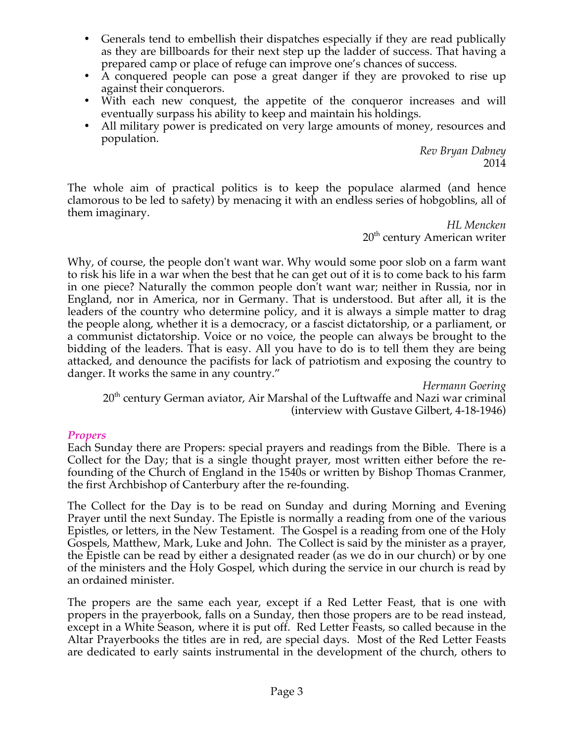- Generals tend to embellish their dispatches especially if they are read publically as they are billboards for their next step up the ladder of success. That having a prepared camp or place of refuge can improve one's chances of success.
- A conquered people can pose a great danger if they are provoked to rise up against their conquerors.
- With each new conquest, the appetite of the conqueror increases and will eventually surpass his ability to keep and maintain his holdings.
- All military power is predicated on very large amounts of money, resources and population.

*Rev Bryan Dabney*
2014

The whole aim of practical politics is to keep the populace alarmed (and hence clamorous to be led to safety) by menacing it with an endless series of hobgoblins, all of them imaginary.

*HL Mencken*
20th century American writer

Why, of course, the people don't want war. Why would some poor slob on a farm want to risk his life in a war when the best that he can get out of it is to come back to his farm in one piece? Naturally the common people don't want war; neither in Russia, nor in England, nor in America, nor in Germany. That is understood. But after all, it is the leaders of the country who determine policy, and it is always a simple matter to drag the people along, whether it is a democracy, or a fascist dictatorship, or a parliament, or a communist dictatorship. Voice or no voice, the people can always be brought to the bidding of the leaders. That is easy. All you have to do is to tell them they are being attacked, and denounce the pacifists for lack of patriotism and exposing the country to danger. It works the same in any country."

*Hermann Goering*
20th century German aviator, Air Marshal of the Luftwaffe and Nazi war criminal
(interview with Gustave Gilbert, 4-18-1946)

### *Propers*

Each Sunday there are Propers: special prayers and readings from the Bible. There is a Collect for the Day; that is a single thought prayer, most written either before the re-founding of the Church of England in the 1540s or written by Bishop Thomas Cranmer, the first Archbishop of Canterbury after the re-founding.

The Collect for the Day is to be read on Sunday and during Morning and Evening Prayer until the next Sunday. The Epistle is normally a reading from one of the various Epistles, or letters, in the New Testament. The Gospel is a reading from one of the Holy Gospels, Matthew, Mark, Luke and John. The Collect is said by the minister as a prayer, the Epistle can be read by either a designated reader (as we do in our church) or by one of the ministers and the Holy Gospel, which during the service in our church is read by an ordained minister.

The propers are the same each year, except if a Red Letter Feast, that is one with propers in the prayerbook, falls on a Sunday, then those propers are to be read instead, except in a White Season, where it is put off. Red Letter Feasts, so called because in the Altar Prayerbooks the titles are in red, are special days. Most of the Red Letter Feasts are dedicated to early saints instrumental in the development of the church, others to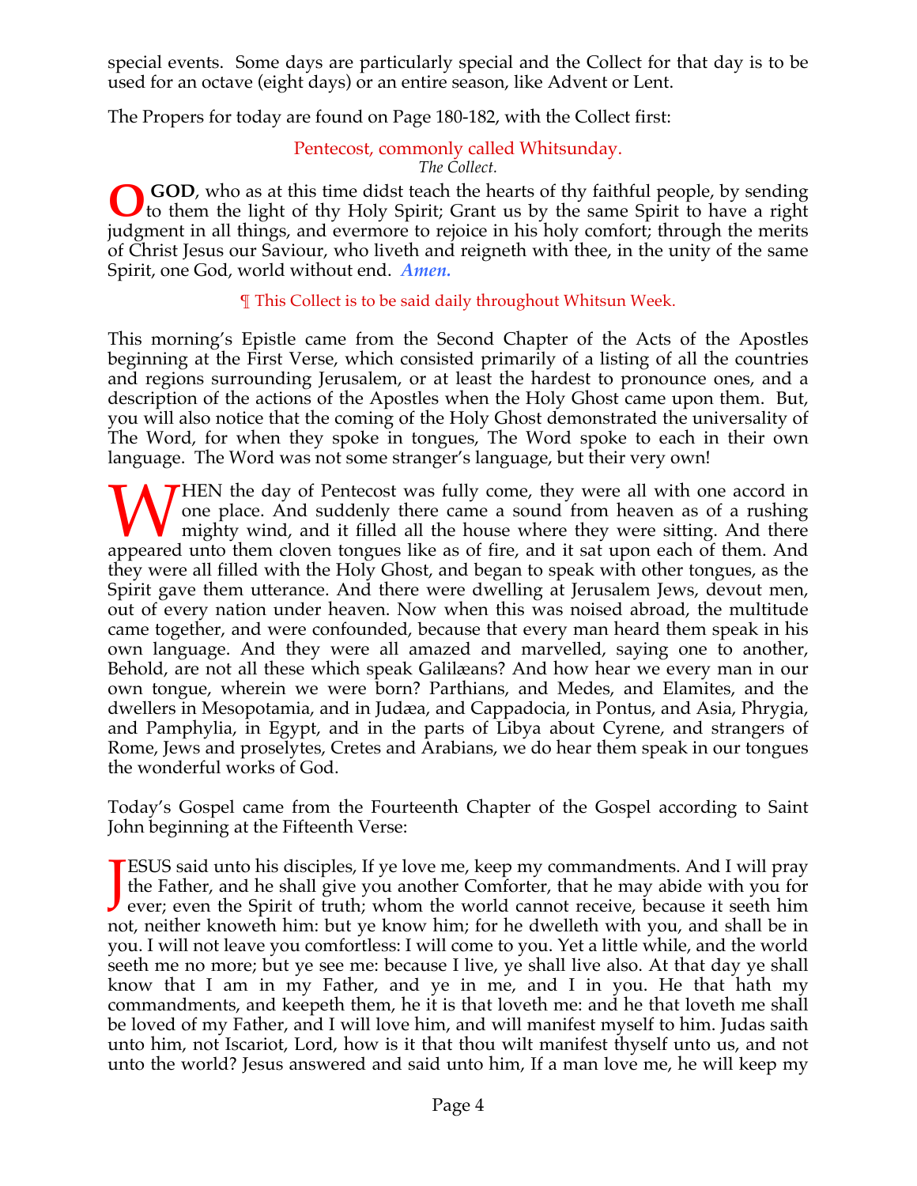special events. Some days are particularly special and the Collect for that day is to be used for an octave (eight days) or an entire season, like Advent or Lent.

The Propers for today are found on Page 180-182, with the Collect first:

### Pentecost, commonly called Whitsunday.

*The Collect.*

O **GOD**, who as at this time didst teach the hearts of thy faithful people, by sending to them the light of thy Holy Spirit; Grant us by the same Spirit to have a right judgment in all things, and evermore to rejoice in his holy comfort; through the merits of Christ Jesus our Saviour, who liveth and reigneth with thee, in the unity of the same Spirit, one God, world without end. ***Amen.***

¶ This Collect is to be said daily throughout Whitsun Week.

This morning's Epistle came from the Second Chapter of the Acts of the Apostles beginning at the First Verse, which consisted primarily of a listing of all the countries and regions surrounding Jerusalem, or at least the hardest to pronounce ones, and a description of the actions of the Apostles when the Holy Ghost came upon them. But, you will also notice that the coming of the Holy Ghost demonstrated the universality of The Word, for when they spoke in tongues, The Word spoke to each in their own language. The Word was not some stranger's language, but their very own!

WHEN the day of Pentecost was fully come, they were all with one accord in one place. And suddenly there came a sound from heaven as of a rushing mighty wind, and it filled all the house where they were sitting. And there appeared unto them cloven tongues like as of fire, and it sat upon each of them. And they were all filled with the Holy Ghost, and began to speak with other tongues, as the Spirit gave them utterance. And there were dwelling at Jerusalem Jews, devout men, out of every nation under heaven. Now when this was noised abroad, the multitude came together, and were confounded, because that every man heard them speak in his own language. And they were all amazed and marvelled, saying one to another, Behold, are not all these which speak Galilæans? And how hear we every man in our own tongue, wherein we were born? Parthians, and Medes, and Elamites, and the dwellers in Mesopotamia, and in Judæa, and Cappadocia, in Pontus, and Asia, Phrygia, and Pamphylia, in Egypt, and in the parts of Libya about Cyrene, and strangers of Rome, Jews and proselytes, Cretes and Arabians, we do hear them speak in our tongues the wonderful works of God.

Today's Gospel came from the Fourteenth Chapter of the Gospel according to Saint John beginning at the Fifteenth Verse:

JESUS said unto his disciples, If ye love me, keep my commandments. And I will pray the Father, and he shall give you another Comforter, that he may abide with you for ever; even the Spirit of truth; whom the world cannot receive, because it seeth him not, neither knoweth him: but ye know him; for he dwelleth with you, and shall be in you. I will not leave you comfortless: I will come to you. Yet a little while, and the world seeth me no more; but ye see me: because I live, ye shall live also. At that day ye shall know that I am in my Father, and ye in me, and I in you. He that hath my commandments, and keepeth them, he it is that loveth me: and he that loveth me shall be loved of my Father, and I will love him, and will manifest myself to him. Judas saith unto him, not Iscariot, Lord, how is it that thou wilt manifest thyself unto us, and not unto the world? Jesus answered and said unto him, If a man love me, he will keep my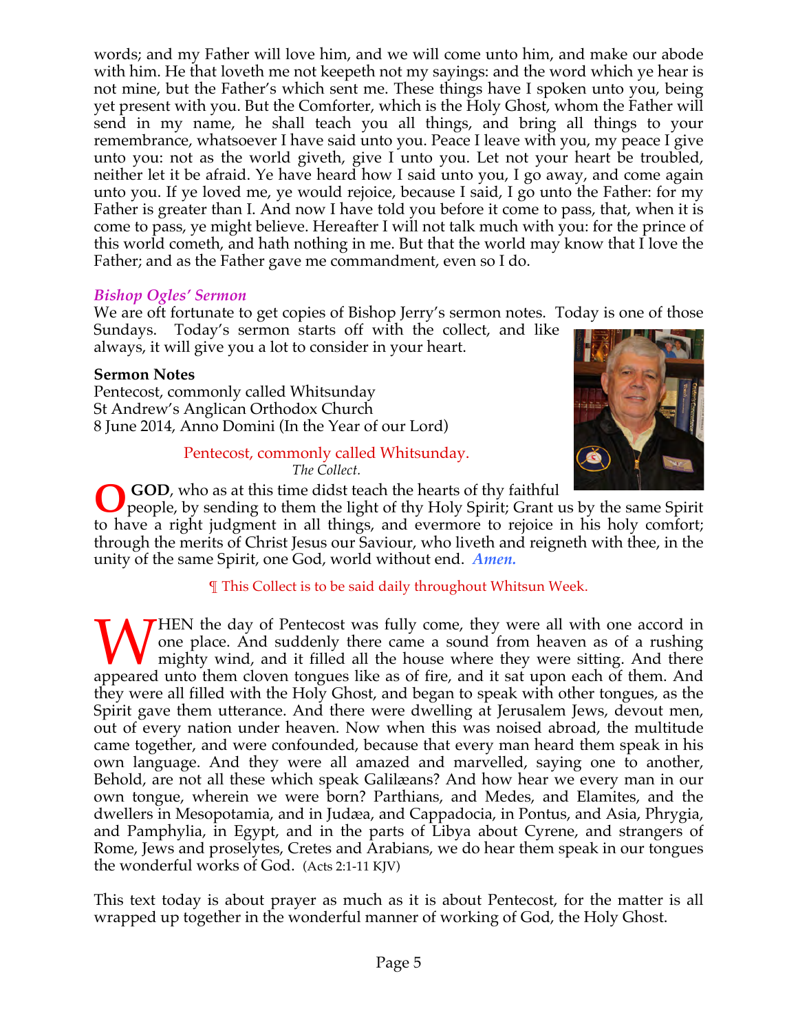words; and my Father will love him, and we will come unto him, and make our abode with him. He that loveth me not keepeth not my sayings: and the word which ye hear is not mine, but the Father's which sent me. These things have I spoken unto you, being yet present with you. But the Comforter, which is the Holy Ghost, whom the Father will send in my name, he shall teach you all things, and bring all things to your remembrance, whatsoever I have said unto you. Peace I leave with you, my peace I give unto you: not as the world giveth, give I unto you. Let not your heart be troubled, neither let it be afraid. Ye have heard how I said unto you, I go away, and come again unto you. If ye loved me, ye would rejoice, because I said, I go unto the Father: for my Father is greater than I. And now I have told you before it come to pass, that, when it is come to pass, ye might believe. Hereafter I will not talk much with you: for the prince of this world cometh, and hath nothing in me. But that the world may know that I love the Father; and as the Father gave me commandment, even so I do.

### *Bishop Ogles' Sermon*

We are oft fortunate to get copies of Bishop Jerry's sermon notes. Today is one of those Sundays. Today's sermon starts off with the collect, and like always, it will give you a lot to consider in your heart.

**Sermon Notes**
Pentecost, commonly called Whitsunday
St Andrew's Anglican Orthodox Church
8 June 2014, Anno Domini (In the Year of our Lord)

Pentecost, commonly called Whitsunday.
*The Collect.*

O **GOD**, who as at this time didst teach the hearts of thy faithful people, by sending to them the light of thy Holy Spirit; Grant us by the same Spirit to have a right judgment in all things, and evermore to rejoice in his holy comfort; through the merits of Christ Jesus our Saviour, who liveth and reigneth with thee, in the unity of the same Spirit, one God, world without end. *Amen.*

¶ This Collect is to be said daily throughout Whitsun Week.

WHEN the day of Pentecost was fully come, they were all with one accord in one place. And suddenly there came a sound from heaven as of a rushing mighty wind, and it filled all the house where they were sitting. And there appeared unto them cloven tongues like as of fire, and it sat upon each of them. And they were all filled with the Holy Ghost, and began to speak with other tongues, as the Spirit gave them utterance. And there were dwelling at Jerusalem Jews, devout men, out of every nation under heaven. Now when this was noised abroad, the multitude came together, and were confounded, because that every man heard them speak in his own language. And they were all amazed and marvelled, saying one to another, Behold, are not all these which speak Galilæans? And how hear we every man in our own tongue, wherein we were born? Parthians, and Medes, and Elamites, and the dwellers in Mesopotamia, and in Judæa, and Cappadocia, in Pontus, and Asia, Phrygia, and Pamphylia, in Egypt, and in the parts of Libya about Cyrene, and strangers of Rome, Jews and proselytes, Cretes and Arabians, we do hear them speak in our tongues the wonderful works of God. (Acts 2:1-11 KJV)

This text today is about prayer as much as it is about Pentecost, for the matter is all wrapped up together in the wonderful manner of working of God, the Holy Ghost.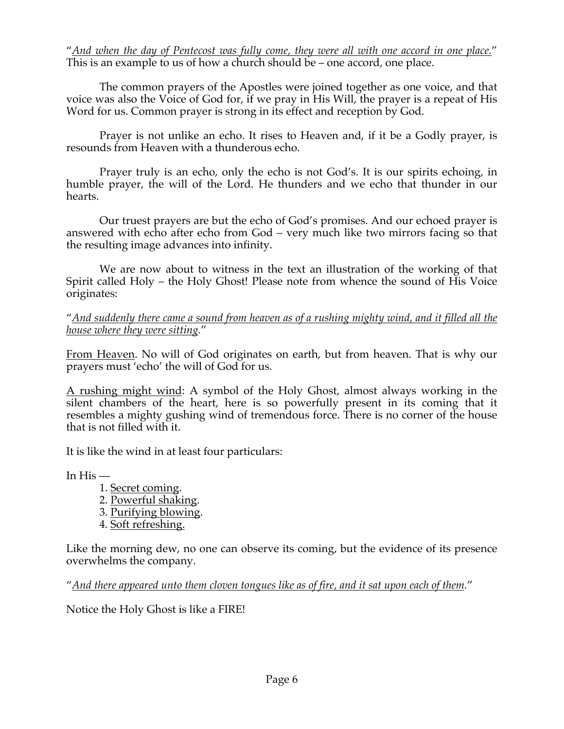"*And when the day of Pentecost was fully come, they were all with one accord in one place.*" This is an example to us of how a church should be – one accord, one place.

The common prayers of the Apostles were joined together as one voice, and that voice was also the Voice of God for, if we pray in His Will, the prayer is a repeat of His Word for us. Common prayer is strong in its effect and reception by God.

Prayer is not unlike an echo. It rises to Heaven and, if it be a Godly prayer, is resounds from Heaven with a thunderous echo.

Prayer truly is an echo, only the echo is not God's. It is our spirits echoing, in humble prayer, the will of the Lord. He thunders and we echo that thunder in our hearts.

Our truest prayers are but the echo of God's promises. And our echoed prayer is answered with echo after echo from God – very much like two mirrors facing so that the resulting image advances into infinity.

We are now about to witness in the text an illustration of the working of that Spirit called Holy – the Holy Ghost! Please note from whence the sound of His Voice originates:

"*And suddenly there came a sound from heaven as of a rushing mighty wind, and it filled all the house where they were sitting.*"

From Heaven. No will of God originates on earth, but from heaven. That is why our prayers must 'echo' the will of God for us.

A rushing might wind: A symbol of the Holy Ghost, almost always working in the silent chambers of the heart, here is so powerfully present in its coming that it resembles a mighty gushing wind of tremendous force. There is no corner of the house that is not filled with it.

It is like the wind in at least four particulars:

In His —

1. Secret coming.
2. Powerful shaking.
3. Purifying blowing.
4. Soft refreshing.

Like the morning dew, no one can observe its coming, but the evidence of its presence overwhelms the company.

"*And there appeared unto them cloven tongues like as of fire, and it sat upon each of them.*"

Notice the Holy Ghost is like a FIRE!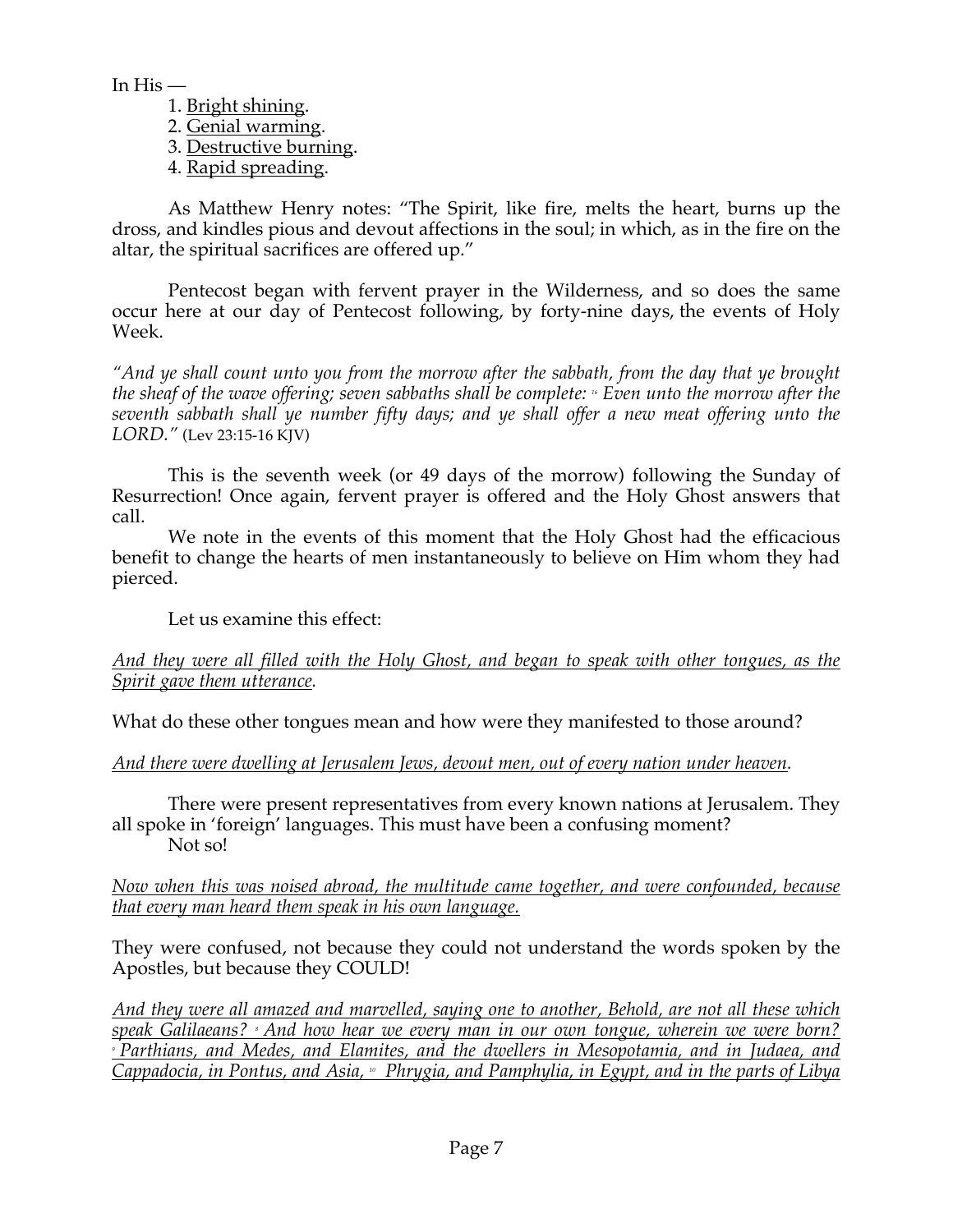In His —

1. Bright shining.
2. Genial warming.
3. Destructive burning.
4. Rapid spreading.

As Matthew Henry notes: "The Spirit, like fire, melts the heart, burns up the dross, and kindles pious and devout affections in the soul; in which, as in the fire on the altar, the spiritual sacrifices are offered up."

Pentecost began with fervent prayer in the Wilderness, and so does the same occur here at our day of Pentecost following, by forty-nine days, the events of Holy Week.

*"And ye shall count unto you from the morrow after the sabbath, from the day that ye brought the sheaf of the wave offering; seven sabbaths shall be complete: [16] Even unto the morrow after the seventh sabbath shall ye number fifty days; and ye shall offer a new meat offering unto the LORD."* (Lev 23:15-16 KJV)

This is the seventh week (or 49 days of the morrow) following the Sunday of Resurrection! Once again, fervent prayer is offered and the Holy Ghost answers that call.

We note in the events of this moment that the Holy Ghost had the efficacious benefit to change the hearts of men instantaneously to believe on Him whom they had pierced.

Let us examine this effect:

*And they were all filled with the Holy Ghost, and began to speak with other tongues, as the Spirit gave them utterance.*

What do these other tongues mean and how were they manifested to those around?

*And there were dwelling at Jerusalem Jews, devout men, out of every nation under heaven.*

There were present representatives from every known nations at Jerusalem. They all spoke in 'foreign' languages. This must have been a confusing moment?

Not so!

*Now when this was noised abroad, the multitude came together, and were confounded, because that every man heard them speak in his own language.*

They were confused, not because they could not understand the words spoken by the Apostles, but because they COULD!

*And they were all amazed and marvelled, saying one to another, Behold, are not all these which speak Galilaeans? [8] And how hear we every man in our own tongue, wherein we were born? [9] Parthians, and Medes, and Elamites, and the dwellers in Mesopotamia, and in Judaea, and Cappadocia, in Pontus, and Asia, [10] Phrygia, and Pamphylia, in Egypt, and in the parts of Libya*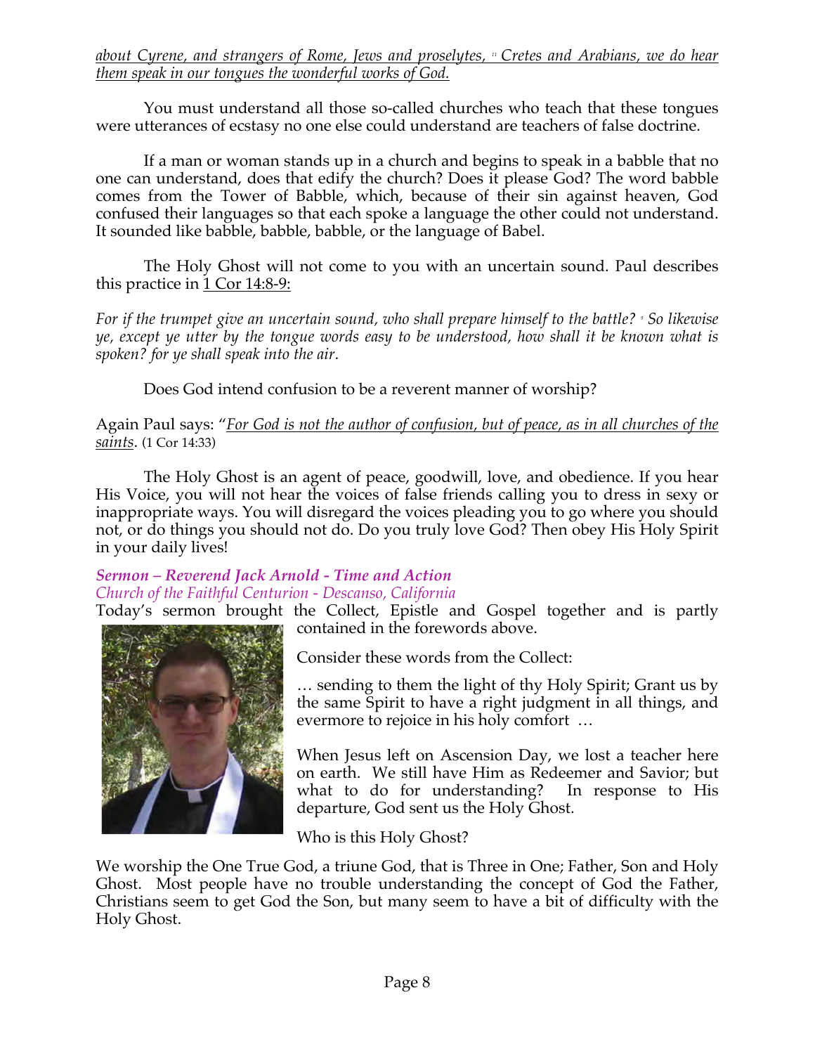*about Cyrene, and strangers of Rome, Jews and proselytes, [11] Cretes and Arabians, we do hear them speak in our tongues the wonderful works of God.*

You must understand all those so-called churches who teach that these tongues were utterances of ecstasy no one else could understand are teachers of false doctrine.

If a man or woman stands up in a church and begins to speak in a babble that no one can understand, does that edify the church? Does it please God? The word babble comes from the Tower of Babble, which, because of their sin against heaven, God confused their languages so that each spoke a language the other could not understand. It sounded like babble, babble, babble, or the language of Babel.

The Holy Ghost will not come to you with an uncertain sound. Paul describes this practice in 1 Cor 14:8-9:

*For if the trumpet give an uncertain sound, who shall prepare himself to the battle? [9] So likewise ye, except ye utter by the tongue words easy to be understood, how shall it be known what is spoken? for ye shall speak into the air*.

Does God intend confusion to be a reverent manner of worship?

Again Paul says: "*For God is not the author of confusion, but of peace, as in all churches of the saints*. (1 Cor 14:33)

The Holy Ghost is an agent of peace, goodwill, love, and obedience. If you hear His Voice, you will not hear the voices of false friends calling you to dress in sexy or inappropriate ways. You will disregard the voices pleading you to go where you should not, or do things you should not do. Do you truly love God? Then obey His Holy Spirit in your daily lives!

***Sermon – Reverend Jack Arnold - Time and Action***
*Church of the Faithful Centurion - Descanso, California*

Today's sermon brought the Collect, Epistle and Gospel together and is partly contained in the forewords above.

Consider these words from the Collect:

… sending to them the light of thy Holy Spirit; Grant us by the same Spirit to have a right judgment in all things, and evermore to rejoice in his holy comfort …

When Jesus left on Ascension Day, we lost a teacher here on earth. We still have Him as Redeemer and Savior; but what to do for understanding? In response to His departure, God sent us the Holy Ghost.

Who is this Holy Ghost?

We worship the One True God, a triune God, that is Three in One; Father, Son and Holy Ghost. Most people have no trouble understanding the concept of God the Father, Christians seem to get God the Son, but many seem to have a bit of difficulty with the Holy Ghost.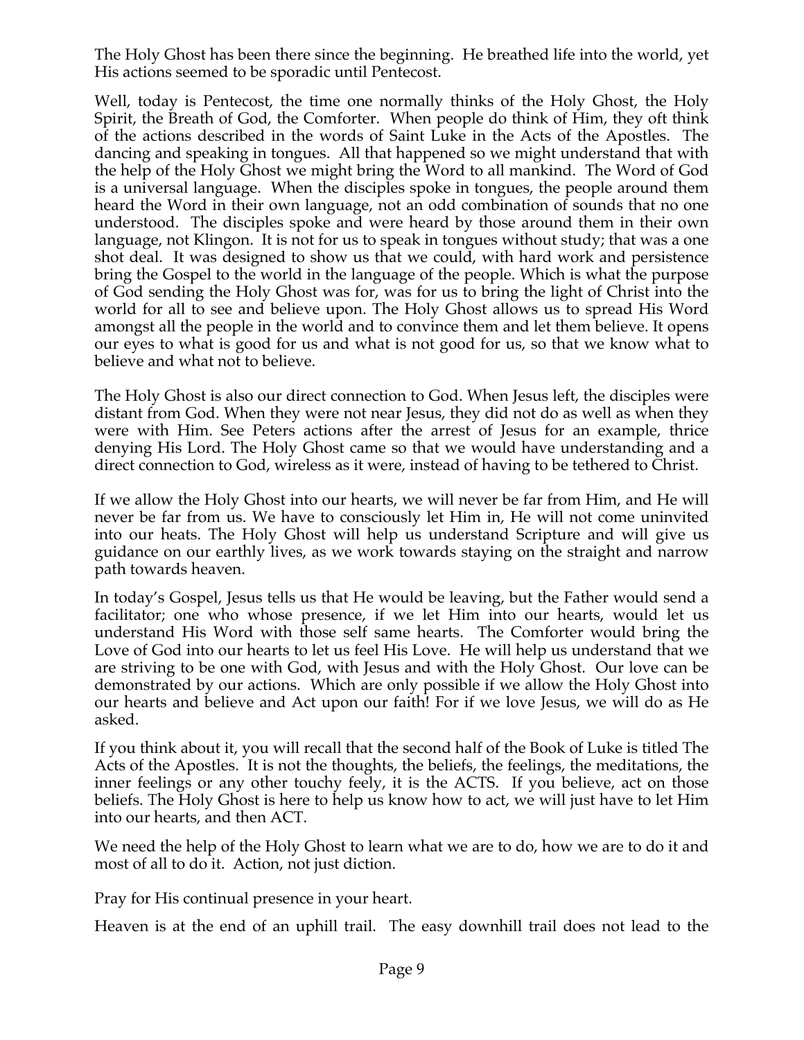The Holy Ghost has been there since the beginning. He breathed life into the world, yet His actions seemed to be sporadic until Pentecost.

Well, today is Pentecost, the time one normally thinks of the Holy Ghost, the Holy Spirit, the Breath of God, the Comforter. When people do think of Him, they oft think of the actions described in the words of Saint Luke in the Acts of the Apostles. The dancing and speaking in tongues. All that happened so we might understand that with the help of the Holy Ghost we might bring the Word to all mankind. The Word of God is a universal language. When the disciples spoke in tongues, the people around them heard the Word in their own language, not an odd combination of sounds that no one understood. The disciples spoke and were heard by those around them in their own language, not Klingon. It is not for us to speak in tongues without study; that was a one shot deal. It was designed to show us that we could, with hard work and persistence bring the Gospel to the world in the language of the people. Which is what the purpose of God sending the Holy Ghost was for, was for us to bring the light of Christ into the world for all to see and believe upon. The Holy Ghost allows us to spread His Word amongst all the people in the world and to convince them and let them believe. It opens our eyes to what is good for us and what is not good for us, so that we know what to believe and what not to believe.

The Holy Ghost is also our direct connection to God. When Jesus left, the disciples were distant from God. When they were not near Jesus, they did not do as well as when they were with Him. See Peters actions after the arrest of Jesus for an example, thrice denying His Lord. The Holy Ghost came so that we would have understanding and a direct connection to God, wireless as it were, instead of having to be tethered to Christ.

If we allow the Holy Ghost into our hearts, we will never be far from Him, and He will never be far from us. We have to consciously let Him in, He will not come uninvited into our heats. The Holy Ghost will help us understand Scripture and will give us guidance on our earthly lives, as we work towards staying on the straight and narrow path towards heaven.

In today's Gospel, Jesus tells us that He would be leaving, but the Father would send a facilitator; one who whose presence, if we let Him into our hearts, would let us understand His Word with those self same hearts. The Comforter would bring the Love of God into our hearts to let us feel His Love. He will help us understand that we are striving to be one with God, with Jesus and with the Holy Ghost. Our love can be demonstrated by our actions. Which are only possible if we allow the Holy Ghost into our hearts and believe and Act upon our faith! For if we love Jesus, we will do as He asked.

If you think about it, you will recall that the second half of the Book of Luke is titled The Acts of the Apostles. It is not the thoughts, the beliefs, the feelings, the meditations, the inner feelings or any other touchy feely, it is the ACTS. If you believe, act on those beliefs. The Holy Ghost is here to help us know how to act, we will just have to let Him into our hearts, and then ACT.

We need the help of the Holy Ghost to learn what we are to do, how we are to do it and most of all to do it. Action, not just diction.

Pray for His continual presence in your heart.

Heaven is at the end of an uphill trail. The easy downhill trail does not lead to the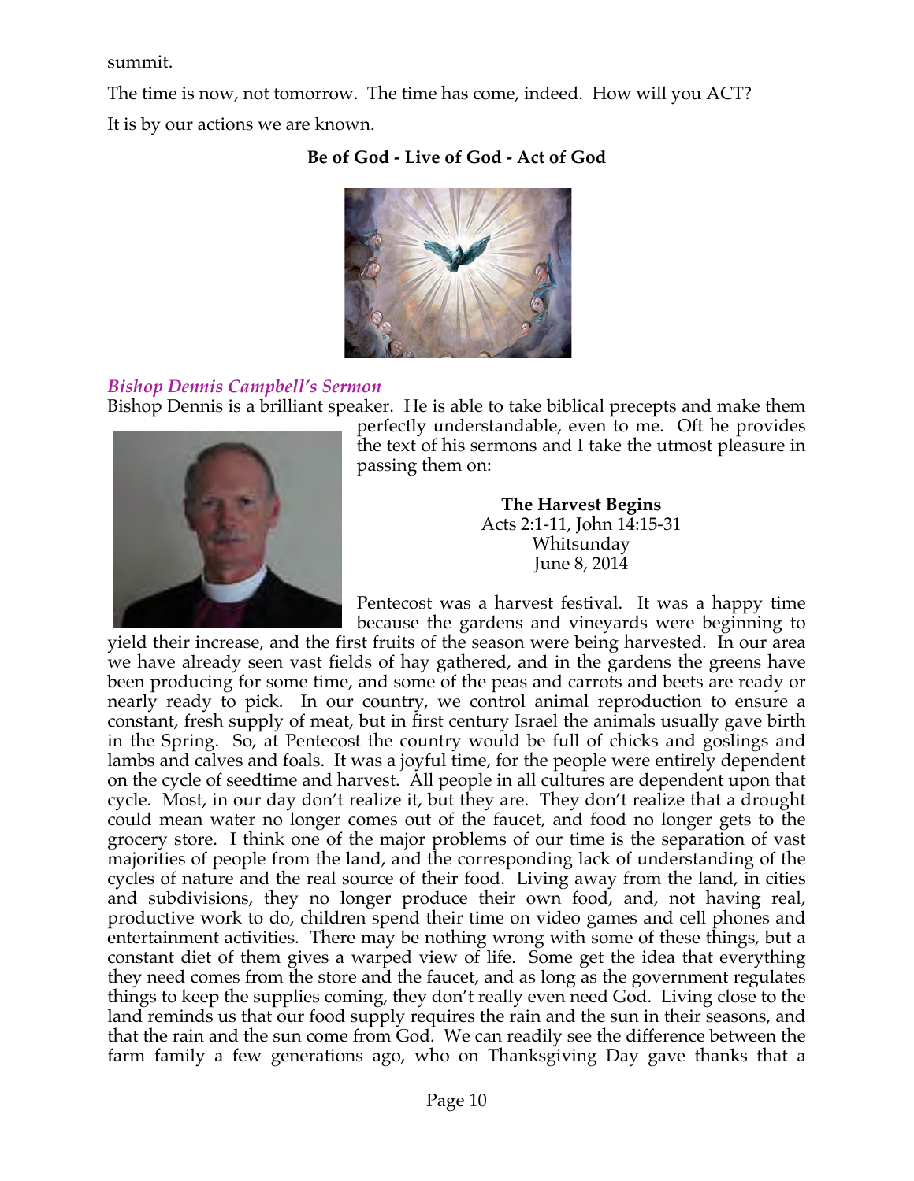summit.

The time is now, not tomorrow. The time has come, indeed. How will you ACT?

It is by our actions we are known.

**Be of God - Live of God - Act of God**

### *Bishop Dennis Campbell's Sermon*

Bishop Dennis is a brilliant speaker. He is able to take biblical precepts and make them perfectly understandable, even to me. Oft he provides the text of his sermons and I take the utmost pleasure in passing them on:

**The Harvest Begins**
Acts 2:1-11, John 14:15-31
Whitsunday
June 8, 2014

Pentecost was a harvest festival. It was a happy time because the gardens and vineyards were beginning to yield their increase, and the first fruits of the season were being harvested. In our area we have already seen vast fields of hay gathered, and in the gardens the greens have been producing for some time, and some of the peas and carrots and beets are ready or nearly ready to pick. In our country, we control animal reproduction to ensure a constant, fresh supply of meat, but in first century Israel the animals usually gave birth in the Spring. So, at Pentecost the country would be full of chicks and goslings and lambs and calves and foals. It was a joyful time, for the people were entirely dependent on the cycle of seedtime and harvest. All people in all cultures are dependent upon that cycle. Most, in our day don't realize it, but they are. They don't realize that a drought could mean water no longer comes out of the faucet, and food no longer gets to the grocery store. I think one of the major problems of our time is the separation of vast majorities of people from the land, and the corresponding lack of understanding of the cycles of nature and the real source of their food. Living away from the land, in cities and subdivisions, they no longer produce their own food, and, not having real, productive work to do, children spend their time on video games and cell phones and entertainment activities. There may be nothing wrong with some of these things, but a constant diet of them gives a warped view of life. Some get the idea that everything they need comes from the store and the faucet, and as long as the government regulates things to keep the supplies coming, they don't really even need God. Living close to the land reminds us that our food supply requires the rain and the sun in their seasons, and that the rain and the sun come from God. We can readily see the difference between the farm family a few generations ago, who on Thanksgiving Day gave thanks that a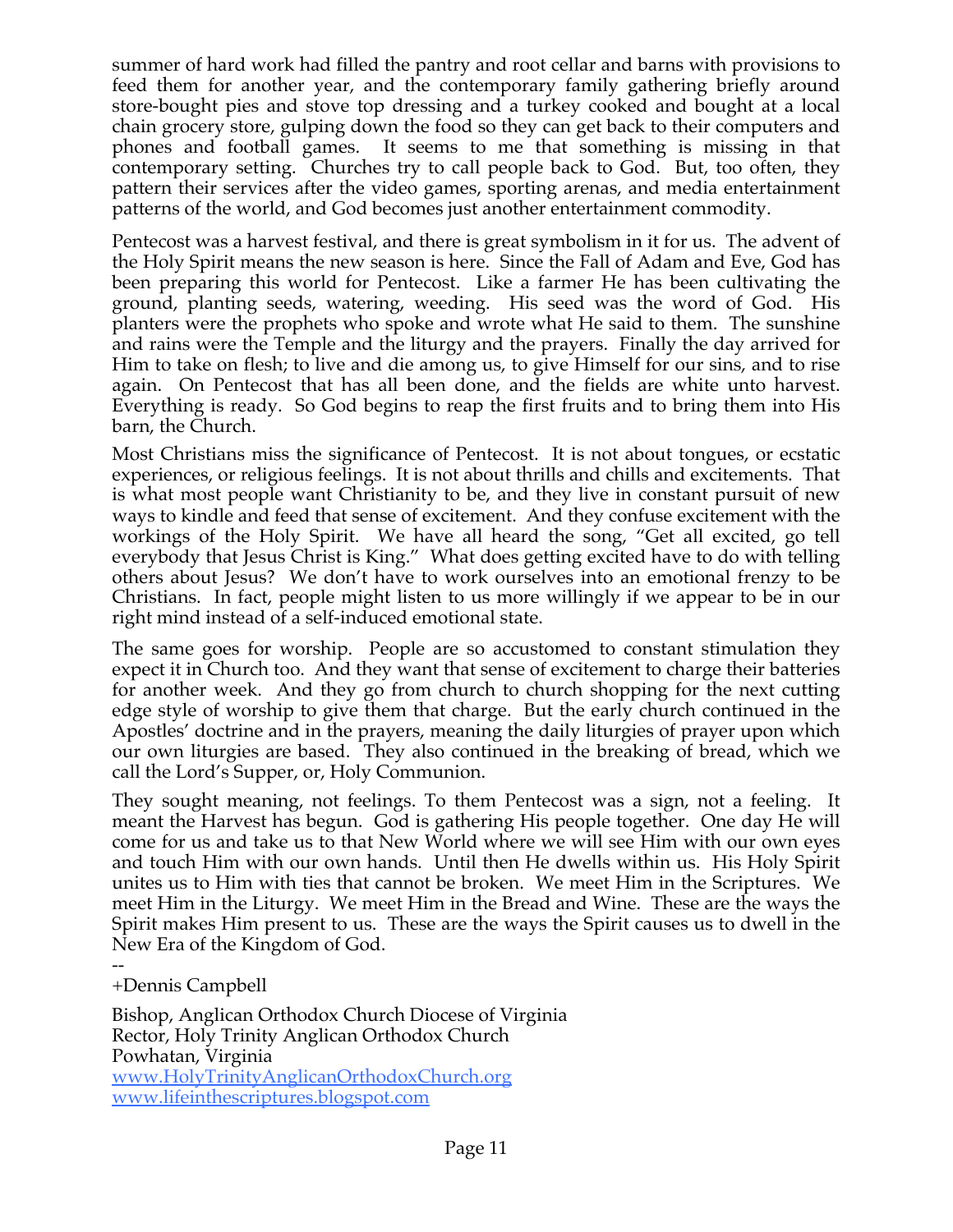summer of hard work had filled the pantry and root cellar and barns with provisions to feed them for another year, and the contemporary family gathering briefly around store-bought pies and stove top dressing and a turkey cooked and bought at a local chain grocery store, gulping down the food so they can get back to their computers and phones and football games. It seems to me that something is missing in that contemporary setting. Churches try to call people back to God. But, too often, they pattern their services after the video games, sporting arenas, and media entertainment patterns of the world, and God becomes just another entertainment commodity.

Pentecost was a harvest festival, and there is great symbolism in it for us. The advent of the Holy Spirit means the new season is here. Since the Fall of Adam and Eve, God has been preparing this world for Pentecost. Like a farmer He has been cultivating the ground, planting seeds, watering, weeding. His seed was the word of God. His planters were the prophets who spoke and wrote what He said to them. The sunshine and rains were the Temple and the liturgy and the prayers. Finally the day arrived for Him to take on flesh; to live and die among us, to give Himself for our sins, and to rise again. On Pentecost that has all been done, and the fields are white unto harvest. Everything is ready. So God begins to reap the first fruits and to bring them into His barn, the Church.

Most Christians miss the significance of Pentecost. It is not about tongues, or ecstatic experiences, or religious feelings. It is not about thrills and chills and excitements. That is what most people want Christianity to be, and they live in constant pursuit of new ways to kindle and feed that sense of excitement. And they confuse excitement with the workings of the Holy Spirit. We have all heard the song, "Get all excited, go tell everybody that Jesus Christ is King." What does getting excited have to do with telling others about Jesus? We don't have to work ourselves into an emotional frenzy to be Christians. In fact, people might listen to us more willingly if we appear to be in our right mind instead of a self-induced emotional state.

The same goes for worship. People are so accustomed to constant stimulation they expect it in Church too. And they want that sense of excitement to charge their batteries for another week. And they go from church to church shopping for the next cutting edge style of worship to give them that charge. But the early church continued in the Apostles' doctrine and in the prayers, meaning the daily liturgies of prayer upon which our own liturgies are based. They also continued in the breaking of bread, which we call the Lord's Supper, or, Holy Communion.

They sought meaning, not feelings. To them Pentecost was a sign, not a feeling. It meant the Harvest has begun. God is gathering His people together. One day He will come for us and take us to that New World where we will see Him with our own eyes and touch Him with our own hands. Until then He dwells within us. His Holy Spirit unites us to Him with ties that cannot be broken. We meet Him in the Scriptures. We meet Him in the Liturgy. We meet Him in the Bread and Wine. These are the ways the Spirit makes Him present to us. These are the ways the Spirit causes us to dwell in the New Era of the Kingdom of God.

--
+Dennis Campbell

Bishop, Anglican Orthodox Church Diocese of Virginia
Rector, Holy Trinity Anglican Orthodox Church
Powhatan, Virginia
[www.HolyTrinityAnglicanOrthodoxChurch.org](http://www.HolyTrinityAnglicanOrthodoxChurch.org)
[www.lifeinthescriptures.blogspot.com](http://www.lifeinthescriptures.blogspot.com)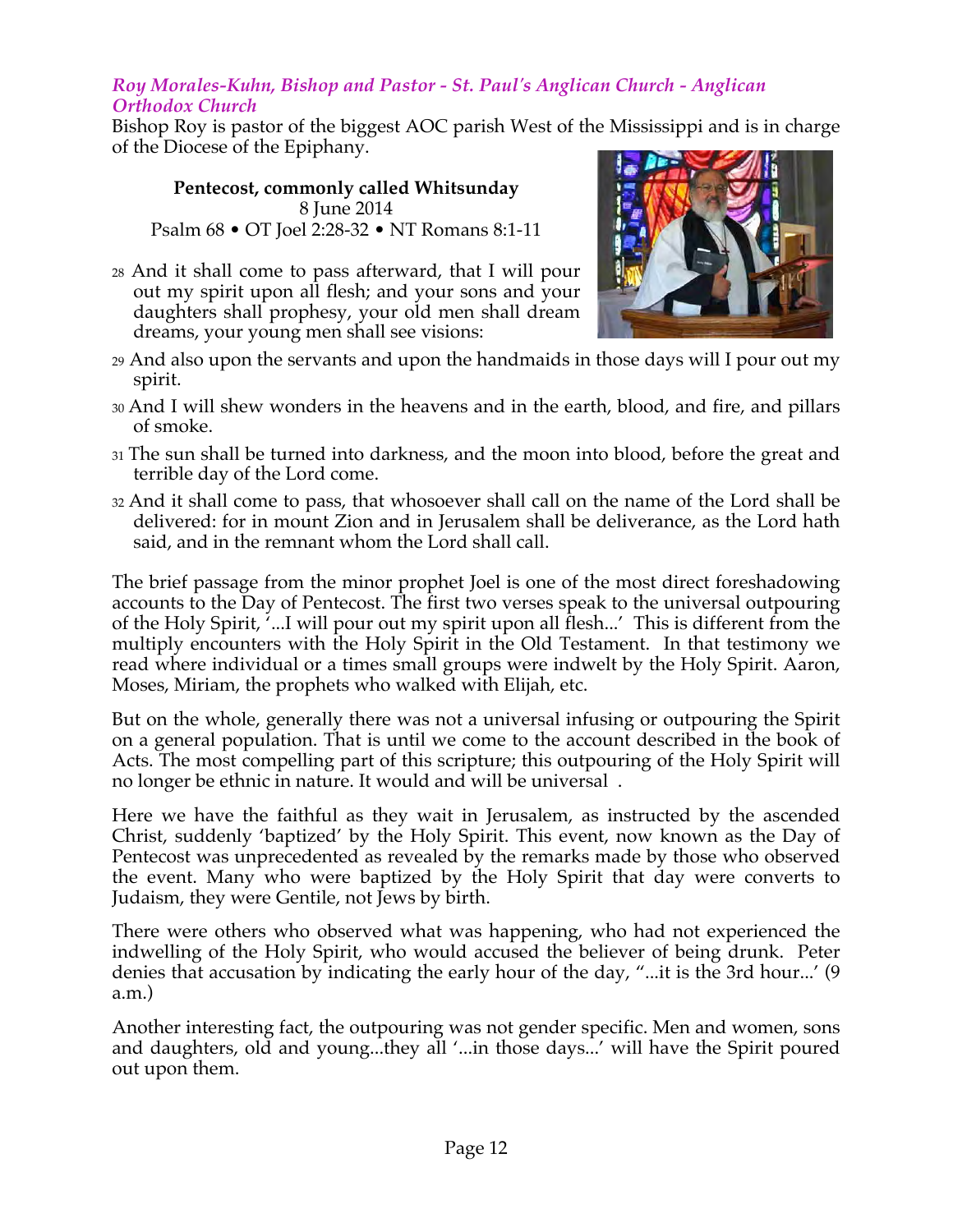*Roy Morales-Kuhn, Bishop and Pastor - St. Paul's Anglican Church - Anglican Orthodox Church*

Bishop Roy is pastor of the biggest AOC parish West of the Mississippi and is in charge of the Diocese of the Epiphany.

**Pentecost, commonly called Whitsunday**
8 June 2014
Psalm 68 • OT Joel 2:28-32 • NT Romans 8:1-11

28 And it shall come to pass afterward, that I will pour out my spirit upon all flesh; and your sons and your daughters shall prophesy, your old men shall dream dreams, your young men shall see visions:

29 And also upon the servants and upon the handmaids in those days will I pour out my spirit.

30 And I will shew wonders in the heavens and in the earth, blood, and fire, and pillars of smoke.

31 The sun shall be turned into darkness, and the moon into blood, before the great and terrible day of the Lord come.

32 And it shall come to pass, that whosoever shall call on the name of the Lord shall be delivered: for in mount Zion and in Jerusalem shall be deliverance, as the Lord hath said, and in the remnant whom the Lord shall call.

The brief passage from the minor prophet Joel is one of the most direct foreshadowing accounts to the Day of Pentecost. The first two verses speak to the universal outpouring of the Holy Spirit, '...I will pour out my spirit upon all flesh...' This is different from the multiply encounters with the Holy Spirit in the Old Testament. In that testimony we read where individual or a times small groups were indwelt by the Holy Spirit. Aaron, Moses, Miriam, the prophets who walked with Elijah, etc.

But on the whole, generally there was not a universal infusing or outpouring the Spirit on a general population. That is until we come to the account described in the book of Acts. The most compelling part of this scripture; this outpouring of the Holy Spirit will no longer be ethnic in nature. It would and will be universal .

Here we have the faithful as they wait in Jerusalem, as instructed by the ascended Christ, suddenly 'baptized' by the Holy Spirit. This event, now known as the Day of Pentecost was unprecedented as revealed by the remarks made by those who observed the event. Many who were baptized by the Holy Spirit that day were converts to Judaism, they were Gentile, not Jews by birth.

There were others who observed what was happening, who had not experienced the indwelling of the Holy Spirit, who would accused the believer of being drunk. Peter denies that accusation by indicating the early hour of the day, "...it is the 3rd hour...' (9 a.m.)

Another interesting fact, the outpouring was not gender specific. Men and women, sons and daughters, old and young...they all '...in those days...' will have the Spirit poured out upon them.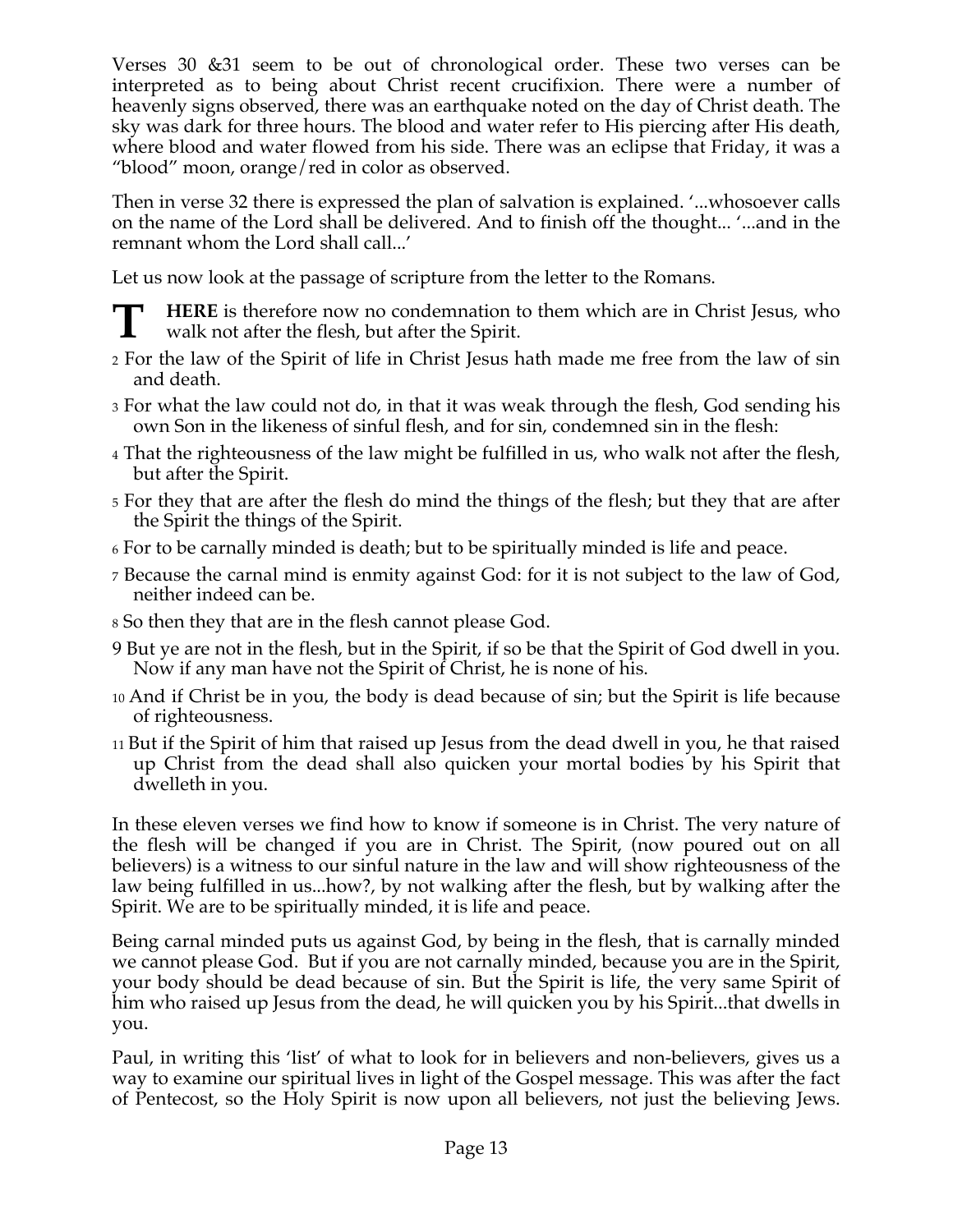Verses 30 &31 seem to be out of chronological order. These two verses can be interpreted as to being about Christ recent crucifixion. There were a number of heavenly signs observed, there was an earthquake noted on the day of Christ death. The sky was dark for three hours. The blood and water refer to His piercing after His death, where blood and water flowed from his side. There was an eclipse that Friday, it was a "blood" moon, orange/red in color as observed.

Then in verse 32 there is expressed the plan of salvation is explained. '...whosoever calls on the name of the Lord shall be delivered. And to finish off the thought... '...and in the remnant whom the Lord shall call...'

Let us now look at the passage of scripture from the letter to the Romans.

**THERE** is therefore now no condemnation to them which are in Christ Jesus, who walk not after the flesh, but after the Spirit.

2 For the law of the Spirit of life in Christ Jesus hath made me free from the law of sin and death.

3 For what the law could not do, in that it was weak through the flesh, God sending his own Son in the likeness of sinful flesh, and for sin, condemned sin in the flesh:

4 That the righteousness of the law might be fulfilled in us, who walk not after the flesh, but after the Spirit.

5 For they that are after the flesh do mind the things of the flesh; but they that are after the Spirit the things of the Spirit.

6 For to be carnally minded is death; but to be spiritually minded is life and peace.

7 Because the carnal mind is enmity against God: for it is not subject to the law of God, neither indeed can be.

8 So then they that are in the flesh cannot please God.

9 But ye are not in the flesh, but in the Spirit, if so be that the Spirit of God dwell in you. Now if any man have not the Spirit of Christ, he is none of his.

10 And if Christ be in you, the body is dead because of sin; but the Spirit is life because of righteousness.

11 But if the Spirit of him that raised up Jesus from the dead dwell in you, he that raised up Christ from the dead shall also quicken your mortal bodies by his Spirit that dwelleth in you.

In these eleven verses we find how to know if someone is in Christ. The very nature of the flesh will be changed if you are in Christ. The Spirit, (now poured out on all believers) is a witness to our sinful nature in the law and will show righteousness of the law being fulfilled in us...how?, by not walking after the flesh, but by walking after the Spirit. We are to be spiritually minded, it is life and peace.

Being carnal minded puts us against God, by being in the flesh, that is carnally minded we cannot please God. But if you are not carnally minded, because you are in the Spirit, your body should be dead because of sin. But the Spirit is life, the very same Spirit of him who raised up Jesus from the dead, he will quicken you by his Spirit...that dwells in you.

Paul, in writing this 'list' of what to look for in believers and non-believers, gives us a way to examine our spiritual lives in light of the Gospel message. This was after the fact of Pentecost, so the Holy Spirit is now upon all believers, not just the believing Jews.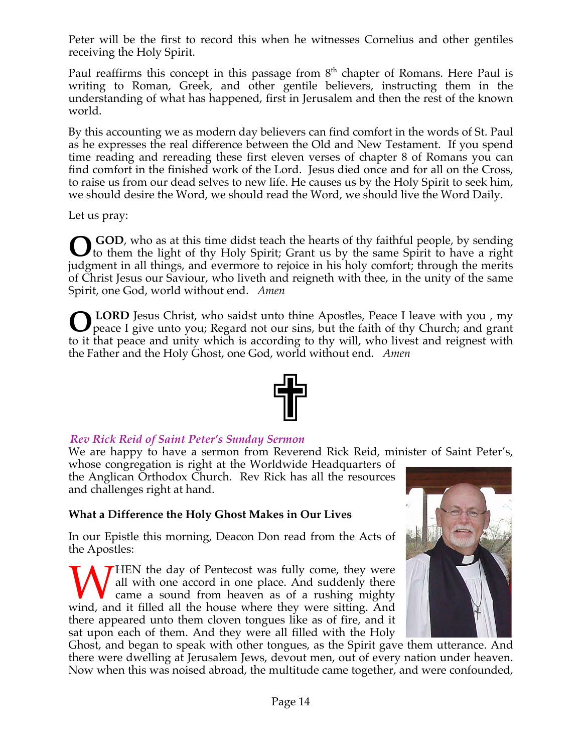Peter will be the first to record this when he witnesses Cornelius and other gentiles receiving the Holy Spirit.

Paul reaffirms this concept in this passage from 8th chapter of Romans. Here Paul is writing to Roman, Greek, and other gentile believers, instructing them in the understanding of what has happened, first in Jerusalem and then the rest of the known world.

By this accounting we as modern day believers can find comfort in the words of St. Paul as he expresses the real difference between the Old and New Testament. If you spend time reading and rereading these first eleven verses of chapter 8 of Romans you can find comfort in the finished work of the Lord. Jesus died once and for all on the Cross, to raise us from our dead selves to new life. He causes us by the Holy Spirit to seek him, we should desire the Word, we should read the Word, we should live the Word Daily.

Let us pray:

**O GOD**, who as at this time didst teach the hearts of thy faithful people, by sending to them the light of thy Holy Spirit; Grant us by the same Spirit to have a right judgment in all things, and evermore to rejoice in his holy comfort; through the merits of Christ Jesus our Saviour, who liveth and reigneth with thee, in the unity of the same Spirit, one God, world without end. *Amen*

**O LORD** Jesus Christ, who saidst unto thine Apostles, Peace I leave with you , my peace I give unto you; Regard not our sins, but the faith of thy Church; and grant to it that peace and unity which is according to thy will, who livest and reignest with the Father and the Holy Ghost, one God, world without end. *Amen*

## *Rev Rick Reid of Saint Peter's Sunday Sermon*

We are happy to have a sermon from Reverend Rick Reid, minister of Saint Peter's, whose congregation is right at the Worldwide Headquarters of the Anglican Orthodox Church. Rev Rick has all the resources and challenges right at hand.

### What a Difference the Holy Ghost Makes in Our Lives

In our Epistle this morning, Deacon Don read from the Acts of the Apostles:

WHEN the day of Pentecost was fully come, they were all with one accord in one place. And suddenly there came a sound from heaven as of a rushing mighty wind, and it filled all the house where they were sitting. And there appeared unto them cloven tongues like as of fire, and it sat upon each of them. And they were all filled with the Holy Ghost, and began to speak with other tongues, as the Spirit gave them utterance. And there were dwelling at Jerusalem Jews, devout men, out of every nation under heaven. Now when this was noised abroad, the multitude came together, and were confounded,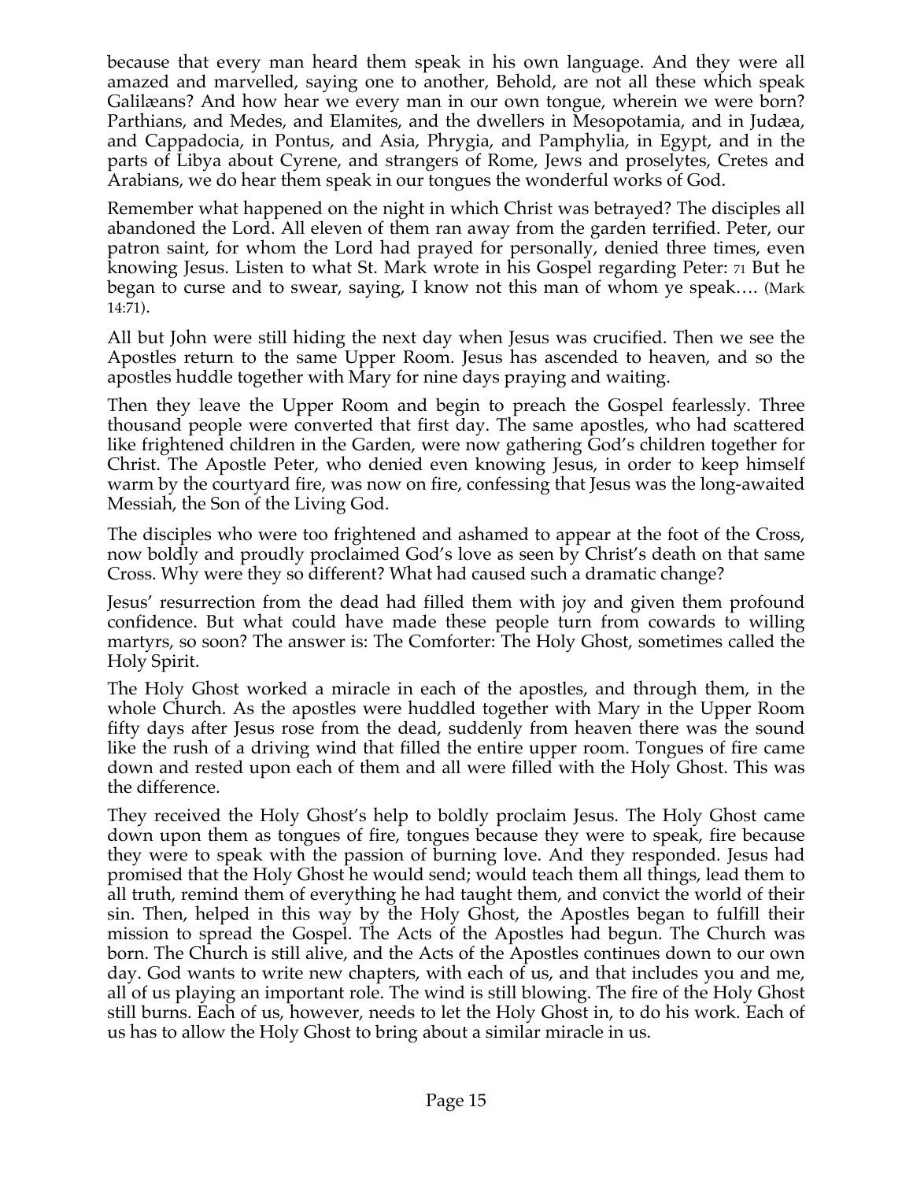because that every man heard them speak in his own language. And they were all amazed and marvelled, saying one to another, Behold, are not all these which speak Galilæans? And how hear we every man in our own tongue, wherein we were born? Parthians, and Medes, and Elamites, and the dwellers in Mesopotamia, and in Judæa, and Cappadocia, in Pontus, and Asia, Phrygia, and Pamphylia, in Egypt, and in the parts of Libya about Cyrene, and strangers of Rome, Jews and proselytes, Cretes and Arabians, we do hear them speak in our tongues the wonderful works of God.

Remember what happened on the night in which Christ was betrayed? The disciples all abandoned the Lord. All eleven of them ran away from the garden terrified. Peter, our patron saint, for whom the Lord had prayed for personally, denied three times, even knowing Jesus. Listen to what St. Mark wrote in his Gospel regarding Peter: 71 But he began to curse and to swear, saying, I know not this man of whom ye speak…. (Mark 14:71).

All but John were still hiding the next day when Jesus was crucified. Then we see the Apostles return to the same Upper Room. Jesus has ascended to heaven, and so the apostles huddle together with Mary for nine days praying and waiting.

Then they leave the Upper Room and begin to preach the Gospel fearlessly. Three thousand people were converted that first day. The same apostles, who had scattered like frightened children in the Garden, were now gathering God's children together for Christ. The Apostle Peter, who denied even knowing Jesus, in order to keep himself warm by the courtyard fire, was now on fire, confessing that Jesus was the long-awaited Messiah, the Son of the Living God.

The disciples who were too frightened and ashamed to appear at the foot of the Cross, now boldly and proudly proclaimed God's love as seen by Christ's death on that same Cross. Why were they so different? What had caused such a dramatic change?

Jesus' resurrection from the dead had filled them with joy and given them profound confidence. But what could have made these people turn from cowards to willing martyrs, so soon? The answer is: The Comforter: The Holy Ghost, sometimes called the Holy Spirit.

The Holy Ghost worked a miracle in each of the apostles, and through them, in the whole Church. As the apostles were huddled together with Mary in the Upper Room fifty days after Jesus rose from the dead, suddenly from heaven there was the sound like the rush of a driving wind that filled the entire upper room. Tongues of fire came down and rested upon each of them and all were filled with the Holy Ghost. This was the difference.

They received the Holy Ghost's help to boldly proclaim Jesus. The Holy Ghost came down upon them as tongues of fire, tongues because they were to speak, fire because they were to speak with the passion of burning love. And they responded. Jesus had promised that the Holy Ghost he would send; would teach them all things, lead them to all truth, remind them of everything he had taught them, and convict the world of their sin. Then, helped in this way by the Holy Ghost, the Apostles began to fulfill their mission to spread the Gospel. The Acts of the Apostles had begun. The Church was born. The Church is still alive, and the Acts of the Apostles continues down to our own day. God wants to write new chapters, with each of us, and that includes you and me, all of us playing an important role. The wind is still blowing. The fire of the Holy Ghost still burns. Each of us, however, needs to let the Holy Ghost in, to do his work. Each of us has to allow the Holy Ghost to bring about a similar miracle in us.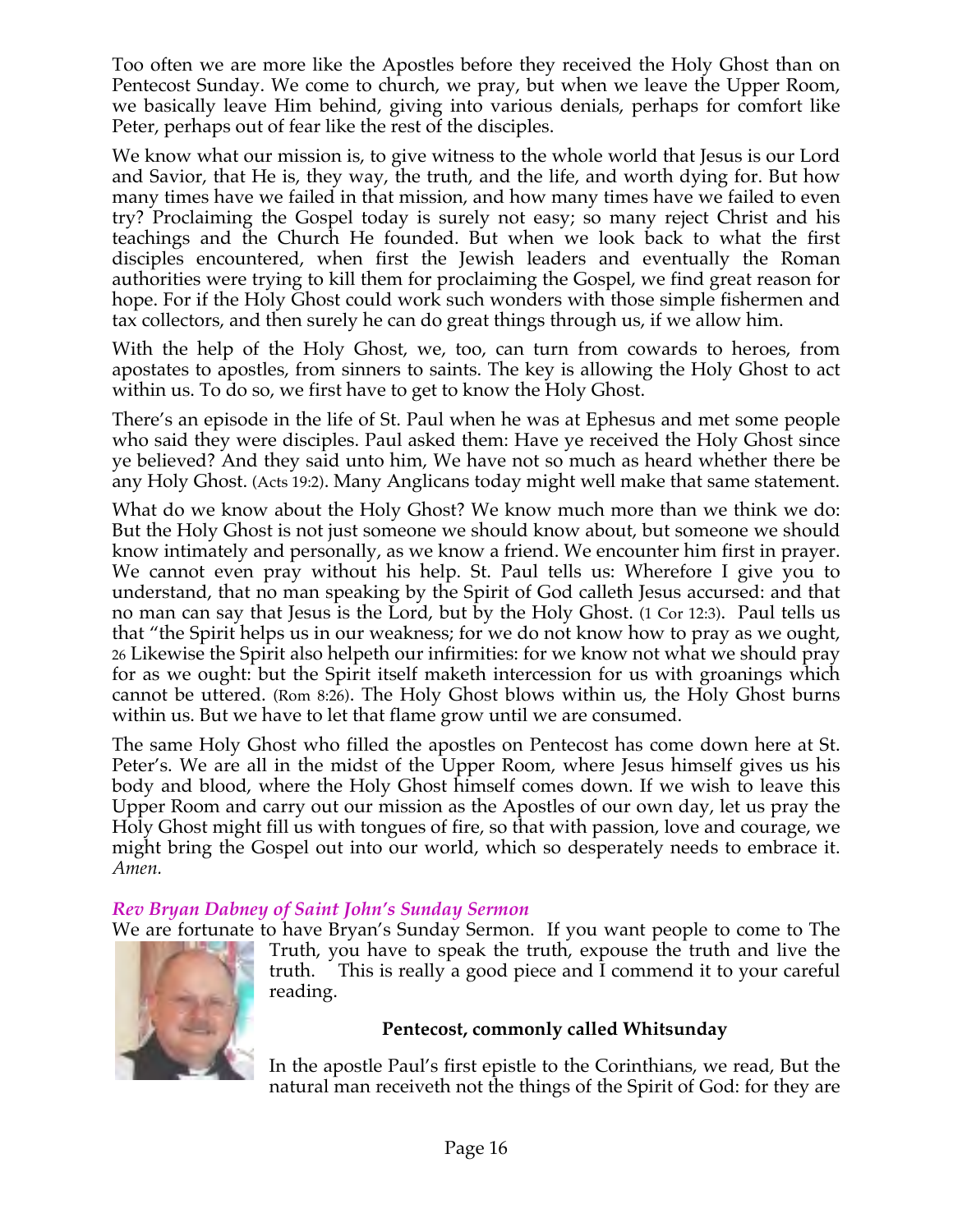Too often we are more like the Apostles before they received the Holy Ghost than on Pentecost Sunday. We come to church, we pray, but when we leave the Upper Room, we basically leave Him behind, giving into various denials, perhaps for comfort like Peter, perhaps out of fear like the rest of the disciples.

We know what our mission is, to give witness to the whole world that Jesus is our Lord and Savior, that He is, they way, the truth, and the life, and worth dying for. But how many times have we failed in that mission, and how many times have we failed to even try? Proclaiming the Gospel today is surely not easy; so many reject Christ and his teachings and the Church He founded. But when we look back to what the first disciples encountered, when first the Jewish leaders and eventually the Roman authorities were trying to kill them for proclaiming the Gospel, we find great reason for hope. For if the Holy Ghost could work such wonders with those simple fishermen and tax collectors, and then surely he can do great things through us, if we allow him.

With the help of the Holy Ghost, we, too, can turn from cowards to heroes, from apostates to apostles, from sinners to saints. The key is allowing the Holy Ghost to act within us. To do so, we first have to get to know the Holy Ghost.

There's an episode in the life of St. Paul when he was at Ephesus and met some people who said they were disciples. Paul asked them: Have ye received the Holy Ghost since ye believed? And they said unto him, We have not so much as heard whether there be any Holy Ghost. (Acts 19:2). Many Anglicans today might well make that same statement.

What do we know about the Holy Ghost? We know much more than we think we do: But the Holy Ghost is not just someone we should know about, but someone we should know intimately and personally, as we know a friend. We encounter him first in prayer. We cannot even pray without his help. St. Paul tells us: Wherefore I give you to understand, that no man speaking by the Spirit of God calleth Jesus accursed: and that no man can say that Jesus is the Lord, but by the Holy Ghost. (1 Cor 12:3). Paul tells us that "the Spirit helps us in our weakness; for we do not know how to pray as we ought, 26 Likewise the Spirit also helpeth our infirmities: for we know not what we should pray for as we ought: but the Spirit itself maketh intercession for us with groanings which cannot be uttered. (Rom 8:26). The Holy Ghost blows within us, the Holy Ghost burns within us. But we have to let that flame grow until we are consumed.

The same Holy Ghost who filled the apostles on Pentecost has come down here at St. Peter's. We are all in the midst of the Upper Room, where Jesus himself gives us his body and blood, where the Holy Ghost himself comes down. If we wish to leave this Upper Room and carry out our mission as the Apostles of our own day, let us pray the Holy Ghost might fill us with tongues of fire, so that with passion, love and courage, we might bring the Gospel out into our world, which so desperately needs to embrace it. *Amen.*

### *Rev Bryan Dabney of Saint John's Sunday Sermon*

We are fortunate to have Bryan's Sunday Sermon. If you want people to come to The Truth, you have to speak the truth, expouse the truth and live the truth. This is really a good piece and I commend it to your careful reading.

**Pentecost, commonly called Whitsunday**

In the apostle Paul's first epistle to the Corinthians, we read, But the natural man receiveth not the things of the Spirit of God: for they are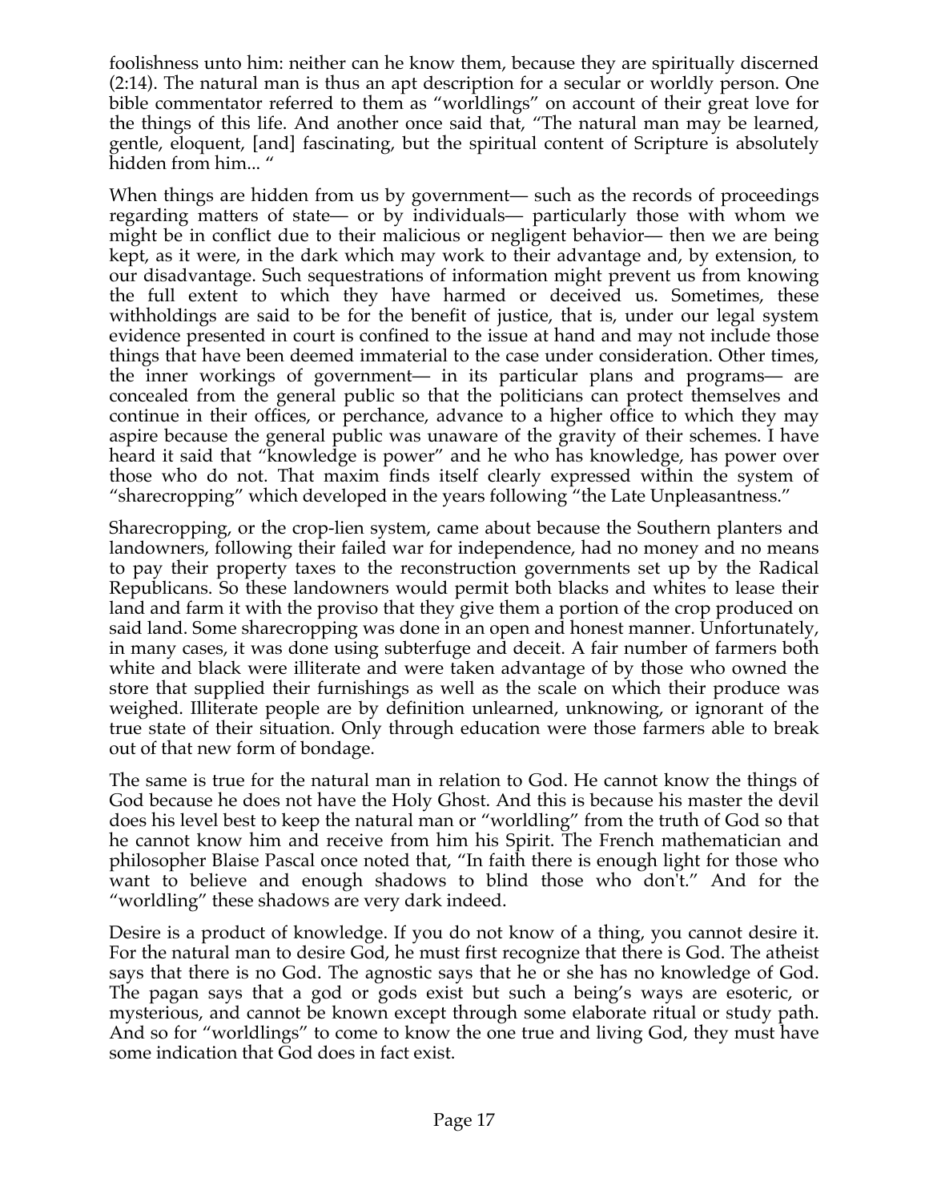foolishness unto him: neither can he know them, because they are spiritually discerned (2:14). The natural man is thus an apt description for a secular or worldly person. One bible commentator referred to them as "worldlings" on account of their great love for the things of this life. And another once said that, "The natural man may be learned, gentle, eloquent, [and] fascinating, but the spiritual content of Scripture is absolutely hidden from him... "

When things are hidden from us by government— such as the records of proceedings regarding matters of state— or by individuals— particularly those with whom we might be in conflict due to their malicious or negligent behavior— then we are being kept, as it were, in the dark which may work to their advantage and, by extension, to our disadvantage. Such sequestrations of information might prevent us from knowing the full extent to which they have harmed or deceived us. Sometimes, these withholdings are said to be for the benefit of justice, that is, under our legal system evidence presented in court is confined to the issue at hand and may not include those things that have been deemed immaterial to the case under consideration. Other times, the inner workings of government— in its particular plans and programs— are concealed from the general public so that the politicians can protect themselves and continue in their offices, or perchance, advance to a higher office to which they may aspire because the general public was unaware of the gravity of their schemes. I have heard it said that "knowledge is power" and he who has knowledge, has power over those who do not. That maxim finds itself clearly expressed within the system of "sharecropping" which developed in the years following "the Late Unpleasantness."

Sharecropping, or the crop-lien system, came about because the Southern planters and landowners, following their failed war for independence, had no money and no means to pay their property taxes to the reconstruction governments set up by the Radical Republicans. So these landowners would permit both blacks and whites to lease their land and farm it with the proviso that they give them a portion of the crop produced on said land. Some sharecropping was done in an open and honest manner. Unfortunately, in many cases, it was done using subterfuge and deceit. A fair number of farmers both white and black were illiterate and were taken advantage of by those who owned the store that supplied their furnishings as well as the scale on which their produce was weighed. Illiterate people are by definition unlearned, unknowing, or ignorant of the true state of their situation. Only through education were those farmers able to break out of that new form of bondage.

The same is true for the natural man in relation to God. He cannot know the things of God because he does not have the Holy Ghost. And this is because his master the devil does his level best to keep the natural man or "worldling" from the truth of God so that he cannot know him and receive from him his Spirit. The French mathematician and philosopher Blaise Pascal once noted that, "In faith there is enough light for those who want to believe and enough shadows to blind those who don't." And for the "worldling" these shadows are very dark indeed.

Desire is a product of knowledge. If you do not know of a thing, you cannot desire it. For the natural man to desire God, he must first recognize that there is God. The atheist says that there is no God. The agnostic says that he or she has no knowledge of God. The pagan says that a god or gods exist but such a being's ways are esoteric, or mysterious, and cannot be known except through some elaborate ritual or study path. And so for "worldlings" to come to know the one true and living God, they must have some indication that God does in fact exist.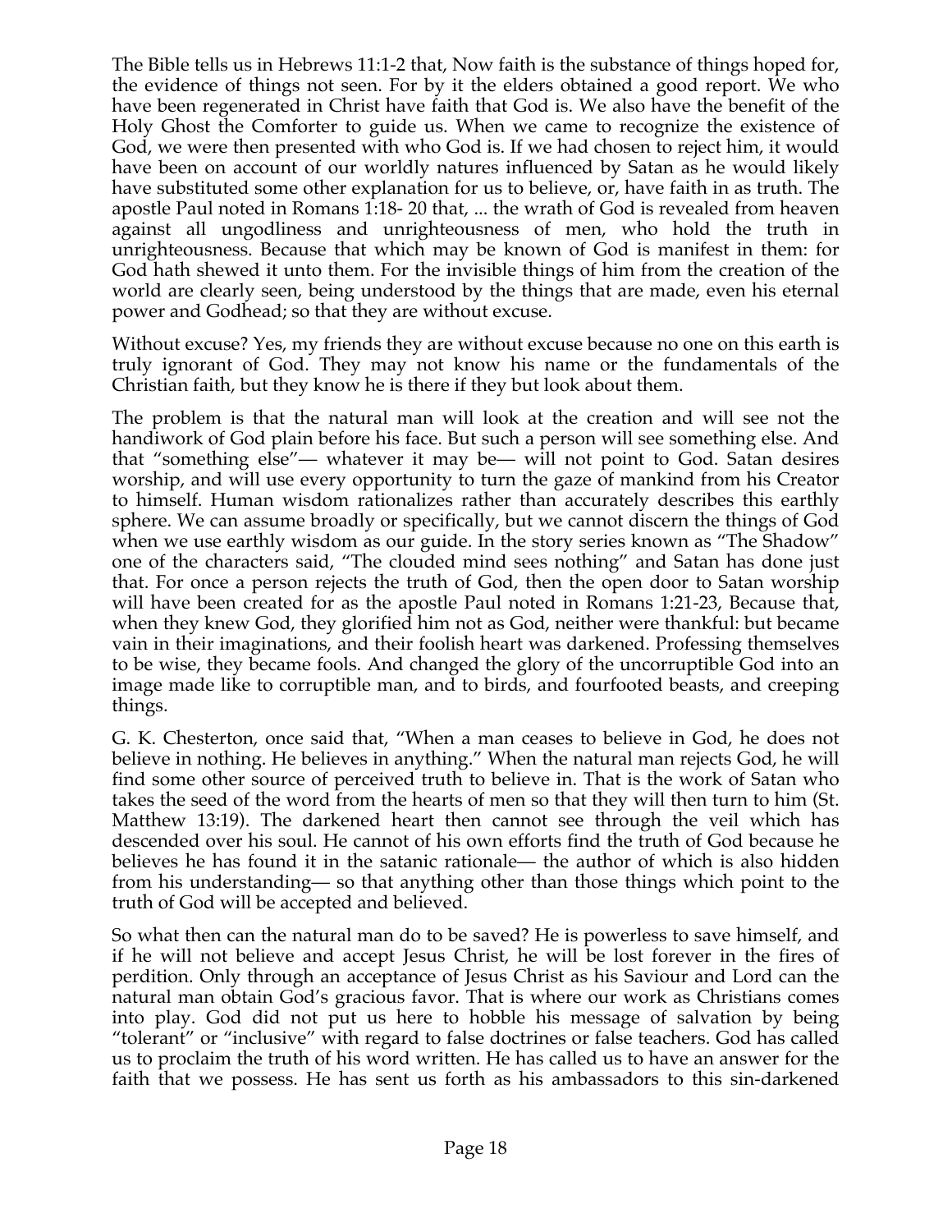The Bible tells us in Hebrews 11:1-2 that, Now faith is the substance of things hoped for, the evidence of things not seen. For by it the elders obtained a good report. We who have been regenerated in Christ have faith that God is. We also have the benefit of the Holy Ghost the Comforter to guide us. When we came to recognize the existence of God, we were then presented with who God is. If we had chosen to reject him, it would have been on account of our worldly natures influenced by Satan as he would likely have substituted some other explanation for us to believe, or, have faith in as truth. The apostle Paul noted in Romans 1:18- 20 that, ... the wrath of God is revealed from heaven against all ungodliness and unrighteousness of men, who hold the truth in unrighteousness. Because that which may be known of God is manifest in them: for God hath shewed it unto them. For the invisible things of him from the creation of the world are clearly seen, being understood by the things that are made, even his eternal power and Godhead; so that they are without excuse.

Without excuse? Yes, my friends they are without excuse because no one on this earth is truly ignorant of God. They may not know his name or the fundamentals of the Christian faith, but they know he is there if they but look about them.

The problem is that the natural man will look at the creation and will see not the handiwork of God plain before his face. But such a person will see something else. And that "something else"— whatever it may be— will not point to God. Satan desires worship, and will use every opportunity to turn the gaze of mankind from his Creator to himself. Human wisdom rationalizes rather than accurately describes this earthly sphere. We can assume broadly or specifically, but we cannot discern the things of God when we use earthly wisdom as our guide. In the story series known as "The Shadow" one of the characters said, "The clouded mind sees nothing" and Satan has done just that. For once a person rejects the truth of God, then the open door to Satan worship will have been created for as the apostle Paul noted in Romans 1:21-23, Because that, when they knew God, they glorified him not as God, neither were thankful: but became vain in their imaginations, and their foolish heart was darkened. Professing themselves to be wise, they became fools. And changed the glory of the uncorruptible God into an image made like to corruptible man, and to birds, and fourfooted beasts, and creeping things.

G. K. Chesterton, once said that, "When a man ceases to believe in God, he does not believe in nothing. He believes in anything." When the natural man rejects God, he will find some other source of perceived truth to believe in. That is the work of Satan who takes the seed of the word from the hearts of men so that they will then turn to him (St. Matthew 13:19). The darkened heart then cannot see through the veil which has descended over his soul. He cannot of his own efforts find the truth of God because he believes he has found it in the satanic rationale— the author of which is also hidden from his understanding— so that anything other than those things which point to the truth of God will be accepted and believed.

So what then can the natural man do to be saved? He is powerless to save himself, and if he will not believe and accept Jesus Christ, he will be lost forever in the fires of perdition. Only through an acceptance of Jesus Christ as his Saviour and Lord can the natural man obtain God's gracious favor. That is where our work as Christians comes into play. God did not put us here to hobble his message of salvation by being "tolerant" or "inclusive" with regard to false doctrines or false teachers. God has called us to proclaim the truth of his word written. He has called us to have an answer for the faith that we possess. He has sent us forth as his ambassadors to this sin-darkened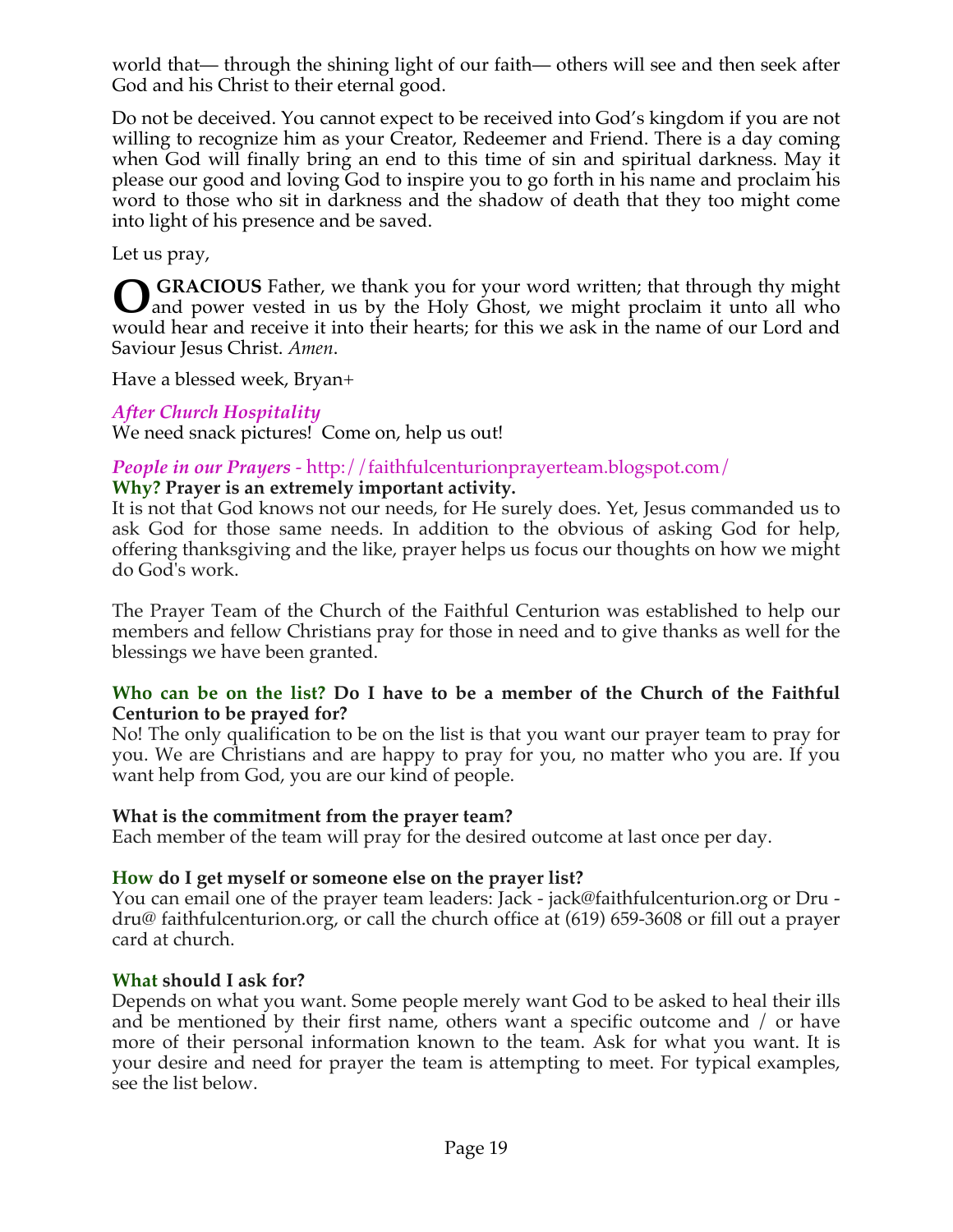world that— through the shining light of our faith— others will see and then seek after God and his Christ to their eternal good.

Do not be deceived. You cannot expect to be received into God's kingdom if you are not willing to recognize him as your Creator, Redeemer and Friend. There is a day coming when God will finally bring an end to this time of sin and spiritual darkness. May it please our good and loving God to inspire you to go forth in his name and proclaim his word to those who sit in darkness and the shadow of death that they too might come into light of his presence and be saved.

Let us pray,

**O GRACIOUS** Father, we thank you for your word written; that through thy might and power vested in us by the Holy Ghost, we might proclaim it unto all who would hear and receive it into their hearts; for this we ask in the name of our Lord and Saviour Jesus Christ. *Amen*.

Have a blessed week, Bryan+

### *After Church Hospitality*

We need snack pictures! Come on, help us out!

### *People in our Prayers* - http://faithfulcenturionprayerteam.blogspot.com/

**Why? Prayer is an extremely important activity.**

It is not that God knows not our needs, for He surely does. Yet, Jesus commanded us to ask God for those same needs. In addition to the obvious of asking God for help, offering thanksgiving and the like, prayer helps us focus our thoughts on how we might do God's work.

The Prayer Team of the Church of the Faithful Centurion was established to help our members and fellow Christians pray for those in need and to give thanks as well for the blessings we have been granted.

**Who can be on the list? Do I have to be a member of the Church of the Faithful Centurion to be prayed for?**

No! The only qualification to be on the list is that you want our prayer team to pray for you. We are Christians and are happy to pray for you, no matter who you are. If you want help from God, you are our kind of people.

**What is the commitment from the prayer team?**

Each member of the team will pray for the desired outcome at last once per day.

**How do I get myself or someone else on the prayer list?**

You can email one of the prayer team leaders: Jack - jack@faithfulcenturion.org or Dru - dru@ faithfulcenturion.org, or call the church office at (619) 659-3608 or fill out a prayer card at church.

**What should I ask for?**

Depends on what you want. Some people merely want God to be asked to heal their ills and be mentioned by their first name, others want a specific outcome and / or have more of their personal information known to the team. Ask for what you want. It is your desire and need for prayer the team is attempting to meet. For typical examples, see the list below.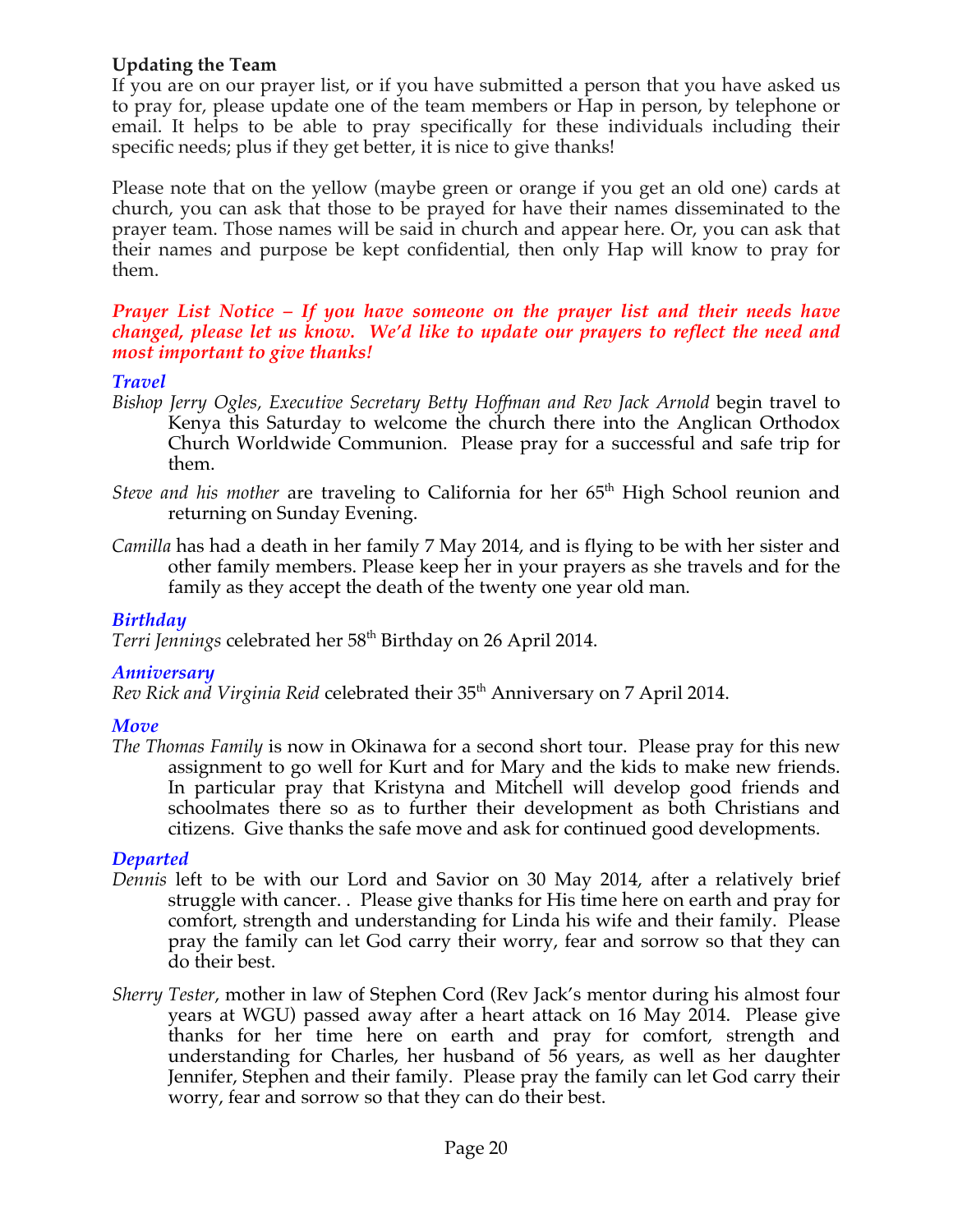### Updating the Team

If you are on our prayer list, or if you have submitted a person that you have asked us to pray for, please update one of the team members or Hap in person, by telephone or email. It helps to be able to pray specifically for these individuals including their specific needs; plus if they get better, it is nice to give thanks!

Please note that on the yellow (maybe green or orange if you get an old one) cards at church, you can ask that those to be prayed for have their names disseminated to the prayer team. Those names will be said in church and appear here. Or, you can ask that their names and purpose be kept confidential, then only Hap will know to pray for them.

***Prayer List Notice – If you have someone on the prayer list and their needs have changed, please let us know. We'd like to update our prayers to reflect the need and most important to give thanks!***

***Travel***

*Bishop Jerry Ogles, Executive Secretary Betty Hoffman and Rev Jack Arnold* begin travel to Kenya this Saturday to welcome the church there into the Anglican Orthodox Church Worldwide Communion. Please pray for a successful and safe trip for them.

*Steve and his mother* are traveling to California for her 65th High School reunion and returning on Sunday Evening.

*Camilla* has had a death in her family 7 May 2014, and is flying to be with her sister and other family members. Please keep her in your prayers as she travels and for the family as they accept the death of the twenty one year old man.

***Birthday***

*Terri Jennings* celebrated her 58th Birthday on 26 April 2014.

***Anniversary***

*Rev Rick and Virginia Reid* celebrated their 35th Anniversary on 7 April 2014.

***Move***

*The Thomas Family* is now in Okinawa for a second short tour. Please pray for this new assignment to go well for Kurt and for Mary and the kids to make new friends. In particular pray that Kristyna and Mitchell will develop good friends and schoolmates there so as to further their development as both Christians and citizens. Give thanks the safe move and ask for continued good developments.

***Departed***

*Dennis* left to be with our Lord and Savior on 30 May 2014, after a relatively brief struggle with cancer. . Please give thanks for His time here on earth and pray for comfort, strength and understanding for Linda his wife and their family. Please pray the family can let God carry their worry, fear and sorrow so that they can do their best.

*Sherry Tester*, mother in law of Stephen Cord (Rev Jack's mentor during his almost four years at WGU) passed away after a heart attack on 16 May 2014. Please give thanks for her time here on earth and pray for comfort, strength and understanding for Charles, her husband of 56 years, as well as her daughter Jennifer, Stephen and their family. Please pray the family can let God carry their worry, fear and sorrow so that they can do their best.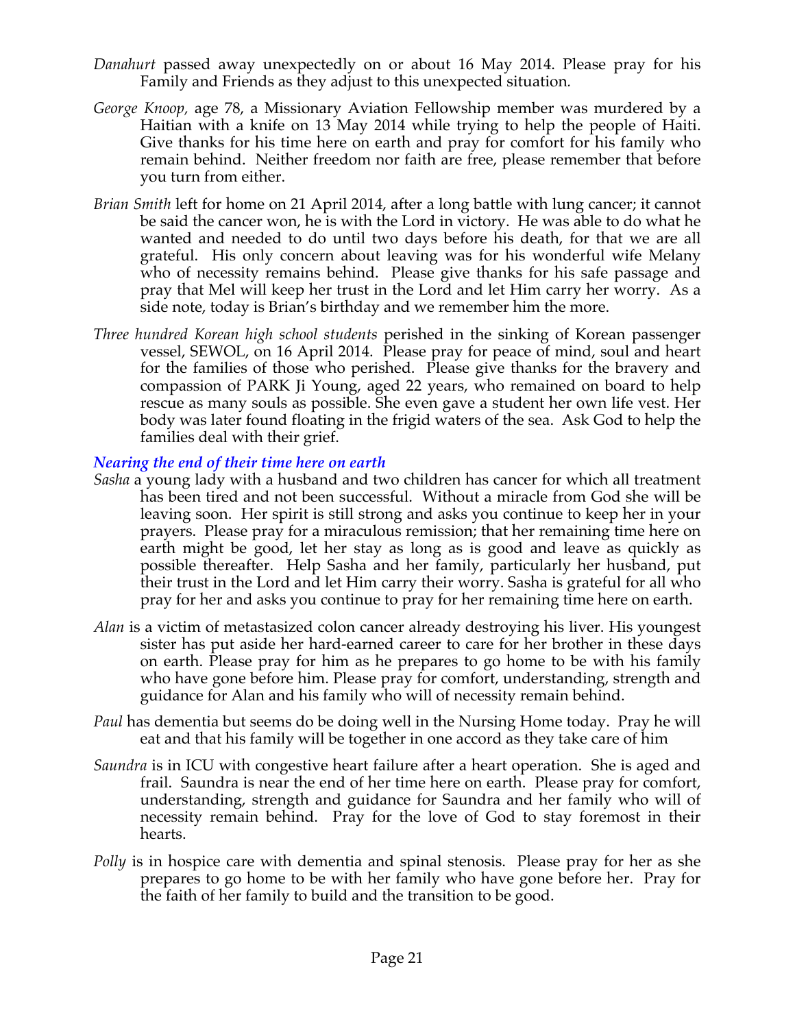*Danahurt* passed away unexpectedly on or about 16 May 2014. Please pray for his Family and Friends as they adjust to this unexpected situation.

*George Knoop,* age 78, a Missionary Aviation Fellowship member was murdered by a Haitian with a knife on 13 May 2014 while trying to help the people of Haiti. Give thanks for his time here on earth and pray for comfort for his family who remain behind. Neither freedom nor faith are free, please remember that before you turn from either.

*Brian Smith* left for home on 21 April 2014, after a long battle with lung cancer; it cannot be said the cancer won, he is with the Lord in victory. He was able to do what he wanted and needed to do until two days before his death, for that we are all grateful. His only concern about leaving was for his wonderful wife Melany who of necessity remains behind. Please give thanks for his safe passage and pray that Mel will keep her trust in the Lord and let Him carry her worry. As a side note, today is Brian's birthday and we remember him the more.

*Three hundred Korean high school students* perished in the sinking of Korean passenger vessel, SEWOL, on 16 April 2014. Please pray for peace of mind, soul and heart for the families of those who perished. Please give thanks for the bravery and compassion of PARK Ji Young, aged 22 years, who remained on board to help rescue as many souls as possible. She even gave a student her own life vest. Her body was later found floating in the frigid waters of the sea. Ask God to help the families deal with their grief.

### *Nearing the end of their time here on earth*

*Sasha* a young lady with a husband and two children has cancer for which all treatment has been tired and not been successful. Without a miracle from God she will be leaving soon. Her spirit is still strong and asks you continue to keep her in your prayers. Please pray for a miraculous remission; that her remaining time here on earth might be good, let her stay as long as is good and leave as quickly as possible thereafter. Help Sasha and her family, particularly her husband, put their trust in the Lord and let Him carry their worry. Sasha is grateful for all who pray for her and asks you continue to pray for her remaining time here on earth.

*Alan* is a victim of metastasized colon cancer already destroying his liver. His youngest sister has put aside her hard-earned career to care for her brother in these days on earth. Please pray for him as he prepares to go home to be with his family who have gone before him. Please pray for comfort, understanding, strength and guidance for Alan and his family who will of necessity remain behind.

*Paul* has dementia but seems do be doing well in the Nursing Home today. Pray he will eat and that his family will be together in one accord as they take care of him

*Saundra* is in ICU with congestive heart failure after a heart operation. She is aged and frail. Saundra is near the end of her time here on earth. Please pray for comfort, understanding, strength and guidance for Saundra and her family who will of necessity remain behind. Pray for the love of God to stay foremost in their hearts.

*Polly* is in hospice care with dementia and spinal stenosis. Please pray for her as she prepares to go home to be with her family who have gone before her. Pray for the faith of her family to build and the transition to be good.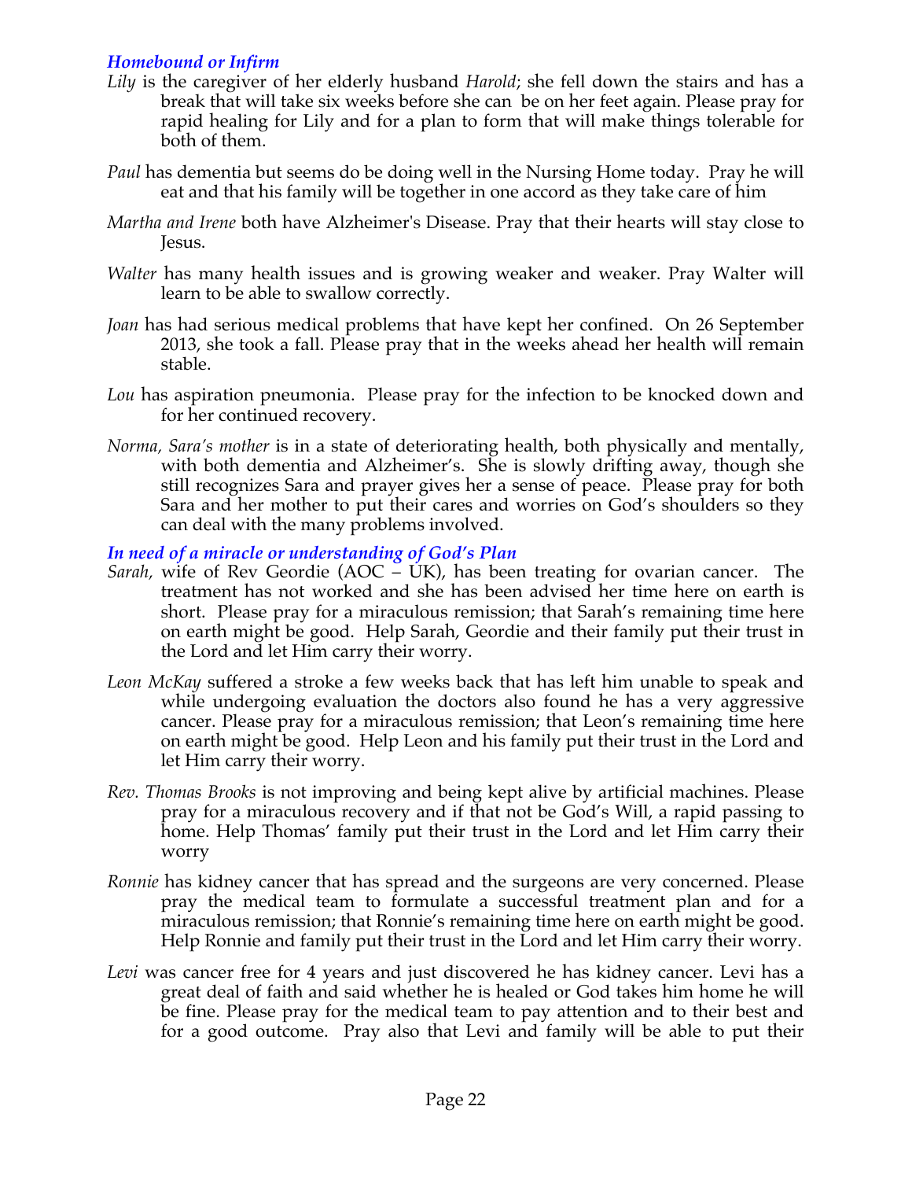### *Homebound or Infirm*

*Lily* is the caregiver of her elderly husband *Harold*; she fell down the stairs and has a break that will take six weeks before she can be on her feet again. Please pray for rapid healing for Lily and for a plan to form that will make things tolerable for both of them.

*Paul* has dementia but seems do be doing well in the Nursing Home today. Pray he will eat and that his family will be together in one accord as they take care of him

*Martha and Irene* both have Alzheimer's Disease. Pray that their hearts will stay close to Jesus.

*Walter* has many health issues and is growing weaker and weaker. Pray Walter will learn to be able to swallow correctly.

*Joan* has had serious medical problems that have kept her confined. On 26 September 2013, she took a fall. Please pray that in the weeks ahead her health will remain stable.

*Lou* has aspiration pneumonia. Please pray for the infection to be knocked down and for her continued recovery.

*Norma, Sara's mother* is in a state of deteriorating health, both physically and mentally, with both dementia and Alzheimer's. She is slowly drifting away, though she still recognizes Sara and prayer gives her a sense of peace. Please pray for both Sara and her mother to put their cares and worries on God's shoulders so they can deal with the many problems involved.

### *In need of a miracle or understanding of God's Plan*

*Sarah,* wife of Rev Geordie (AOC – UK), has been treating for ovarian cancer. The treatment has not worked and she has been advised her time here on earth is short. Please pray for a miraculous remission; that Sarah's remaining time here on earth might be good. Help Sarah, Geordie and their family put their trust in the Lord and let Him carry their worry.

*Leon McKay* suffered a stroke a few weeks back that has left him unable to speak and while undergoing evaluation the doctors also found he has a very aggressive cancer. Please pray for a miraculous remission; that Leon's remaining time here on earth might be good. Help Leon and his family put their trust in the Lord and let Him carry their worry.

*Rev. Thomas Brooks* is not improving and being kept alive by artificial machines. Please pray for a miraculous recovery and if that not be God's Will, a rapid passing to home. Help Thomas' family put their trust in the Lord and let Him carry their worry

*Ronnie* has kidney cancer that has spread and the surgeons are very concerned. Please pray the medical team to formulate a successful treatment plan and for a miraculous remission; that Ronnie's remaining time here on earth might be good. Help Ronnie and family put their trust in the Lord and let Him carry their worry.

*Levi* was cancer free for 4 years and just discovered he has kidney cancer. Levi has a great deal of faith and said whether he is healed or God takes him home he will be fine. Please pray for the medical team to pay attention and to their best and for a good outcome. Pray also that Levi and family will be able to put their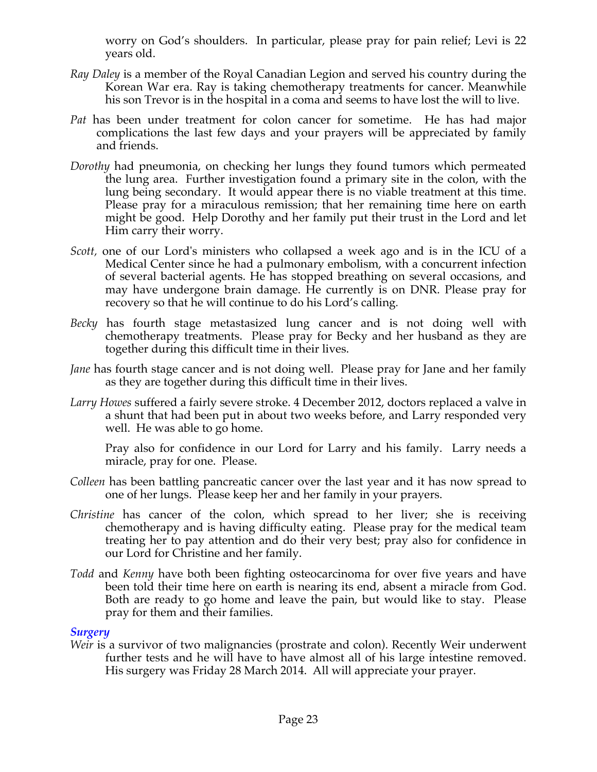worry on God's shoulders. In particular, please pray for pain relief; Levi is 22 years old.

*Ray Daley* is a member of the Royal Canadian Legion and served his country during the Korean War era. Ray is taking chemotherapy treatments for cancer. Meanwhile his son Trevor is in the hospital in a coma and seems to have lost the will to live.

*Pat* has been under treatment for colon cancer for sometime. He has had major complications the last few days and your prayers will be appreciated by family and friends.

*Dorothy* had pneumonia, on checking her lungs they found tumors which permeated the lung area. Further investigation found a primary site in the colon, with the lung being secondary. It would appear there is no viable treatment at this time. Please pray for a miraculous remission; that her remaining time here on earth might be good. Help Dorothy and her family put their trust in the Lord and let Him carry their worry.

*Scott,* one of our Lord's ministers who collapsed a week ago and is in the ICU of a Medical Center since he had a pulmonary embolism, with a concurrent infection of several bacterial agents. He has stopped breathing on several occasions, and may have undergone brain damage. He currently is on DNR. Please pray for recovery so that he will continue to do his Lord's calling.

*Becky* has fourth stage metastasized lung cancer and is not doing well with chemotherapy treatments. Please pray for Becky and her husband as they are together during this difficult time in their lives.

*Jane* has fourth stage cancer and is not doing well. Please pray for Jane and her family as they are together during this difficult time in their lives.

*Larry Howes* suffered a fairly severe stroke. 4 December 2012, doctors replaced a valve in a shunt that had been put in about two weeks before, and Larry responded very well. He was able to go home.

Pray also for confidence in our Lord for Larry and his family. Larry needs a miracle, pray for one. Please.

*Colleen* has been battling pancreatic cancer over the last year and it has now spread to one of her lungs. Please keep her and her family in your prayers.

*Christine* has cancer of the colon, which spread to her liver; she is receiving chemotherapy and is having difficulty eating. Please pray for the medical team treating her to pay attention and do their very best; pray also for confidence in our Lord for Christine and her family.

*Todd* and *Kenny* have both been fighting osteocarcinoma for over five years and have been told their time here on earth is nearing its end, absent a miracle from God. Both are ready to go home and leave the pain, but would like to stay. Please pray for them and their families.

### *Surgery*

*Weir* is a survivor of two malignancies (prostrate and colon). Recently Weir underwent further tests and he will have to have almost all of his large intestine removed. His surgery was Friday 28 March 2014. All will appreciate your prayer.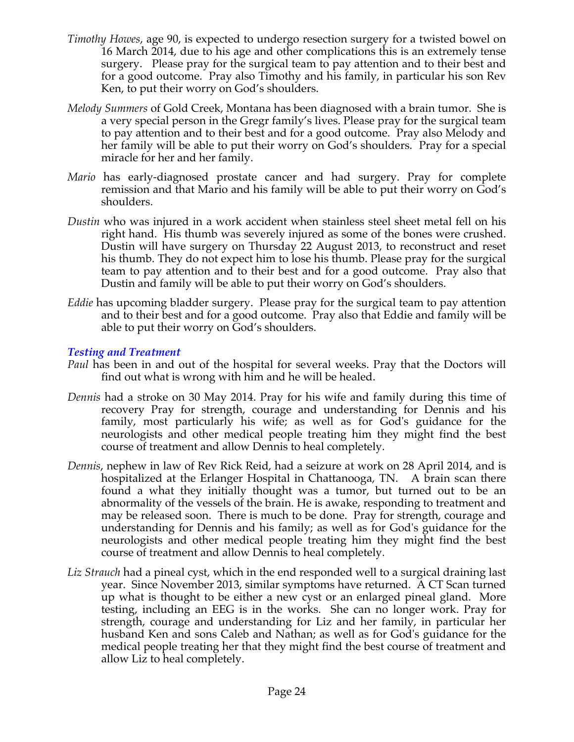*Timothy Howes*, age 90, is expected to undergo resection surgery for a twisted bowel on 16 March 2014, due to his age and other complications this is an extremely tense surgery. Please pray for the surgical team to pay attention and to their best and for a good outcome. Pray also Timothy and his family, in particular his son Rev Ken, to put their worry on God's shoulders.

*Melody Summers* of Gold Creek, Montana has been diagnosed with a brain tumor. She is a very special person in the Gregr family's lives. Please pray for the surgical team to pay attention and to their best and for a good outcome. Pray also Melody and her family will be able to put their worry on God's shoulders. Pray for a special miracle for her and her family.

*Mario* has early-diagnosed prostate cancer and had surgery. Pray for complete remission and that Mario and his family will be able to put their worry on God's shoulders.

*Dustin* who was injured in a work accident when stainless steel sheet metal fell on his right hand. His thumb was severely injured as some of the bones were crushed. Dustin will have surgery on Thursday 22 August 2013, to reconstruct and reset his thumb. They do not expect him to lose his thumb. Please pray for the surgical team to pay attention and to their best and for a good outcome. Pray also that Dustin and family will be able to put their worry on God's shoulders.

*Eddie* has upcoming bladder surgery. Please pray for the surgical team to pay attention and to their best and for a good outcome. Pray also that Eddie and family will be able to put their worry on God's shoulders.

### *Testing and Treatment*

*Paul* has been in and out of the hospital for several weeks. Pray that the Doctors will find out what is wrong with him and he will be healed.

*Dennis* had a stroke on 30 May 2014. Pray for his wife and family during this time of recovery Pray for strength, courage and understanding for Dennis and his family, most particularly his wife; as well as for God's guidance for the neurologists and other medical people treating him they might find the best course of treatment and allow Dennis to heal completely.

*Dennis*, nephew in law of Rev Rick Reid, had a seizure at work on 28 April 2014, and is hospitalized at the Erlanger Hospital in Chattanooga, TN. A brain scan there found a what they initially thought was a tumor, but turned out to be an abnormality of the vessels of the brain. He is awake, responding to treatment and may be released soon. There is much to be done. Pray for strength, courage and understanding for Dennis and his family; as well as for God's guidance for the neurologists and other medical people treating him they might find the best course of treatment and allow Dennis to heal completely.

*Liz Strauch* had a pineal cyst, which in the end responded well to a surgical draining last year. Since November 2013, similar symptoms have returned. A CT Scan turned up what is thought to be either a new cyst or an enlarged pineal gland. More testing, including an EEG is in the works. She can no longer work. Pray for strength, courage and understanding for Liz and her family, in particular her husband Ken and sons Caleb and Nathan; as well as for God's guidance for the medical people treating her that they might find the best course of treatment and allow Liz to heal completely.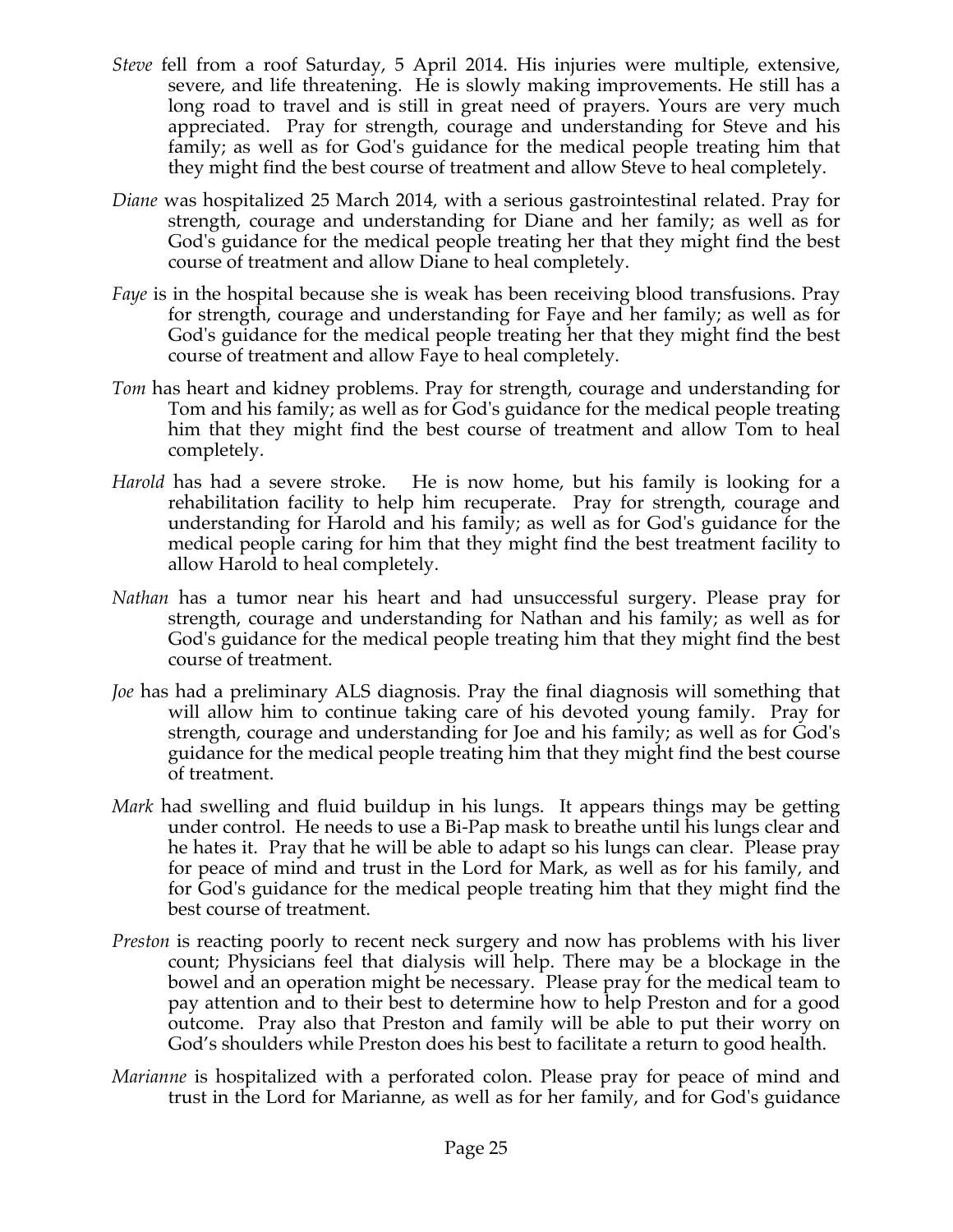*Steve* fell from a roof Saturday, 5 April 2014. His injuries were multiple, extensive, severe, and life threatening. He is slowly making improvements. He still has a long road to travel and is still in great need of prayers. Yours are very much appreciated. Pray for strength, courage and understanding for Steve and his family; as well as for God's guidance for the medical people treating him that they might find the best course of treatment and allow Steve to heal completely.

*Diane* was hospitalized 25 March 2014, with a serious gastrointestinal related. Pray for strength, courage and understanding for Diane and her family; as well as for God's guidance for the medical people treating her that they might find the best course of treatment and allow Diane to heal completely.

*Faye* is in the hospital because she is weak has been receiving blood transfusions. Pray for strength, courage and understanding for Faye and her family; as well as for God's guidance for the medical people treating her that they might find the best course of treatment and allow Faye to heal completely.

*Tom* has heart and kidney problems. Pray for strength, courage and understanding for Tom and his family; as well as for God's guidance for the medical people treating him that they might find the best course of treatment and allow Tom to heal completely.

*Harold* has had a severe stroke. He is now home, but his family is looking for a rehabilitation facility to help him recuperate. Pray for strength, courage and understanding for Harold and his family; as well as for God's guidance for the medical people caring for him that they might find the best treatment facility to allow Harold to heal completely.

*Nathan* has a tumor near his heart and had unsuccessful surgery. Please pray for strength, courage and understanding for Nathan and his family; as well as for God's guidance for the medical people treating him that they might find the best course of treatment.

*Joe* has had a preliminary ALS diagnosis. Pray the final diagnosis will something that will allow him to continue taking care of his devoted young family. Pray for strength, courage and understanding for Joe and his family; as well as for God's guidance for the medical people treating him that they might find the best course of treatment.

*Mark* had swelling and fluid buildup in his lungs. It appears things may be getting under control. He needs to use a Bi-Pap mask to breathe until his lungs clear and he hates it. Pray that he will be able to adapt so his lungs can clear. Please pray for peace of mind and trust in the Lord for Mark, as well as for his family, and for God's guidance for the medical people treating him that they might find the best course of treatment.

*Preston* is reacting poorly to recent neck surgery and now has problems with his liver count; Physicians feel that dialysis will help. There may be a blockage in the bowel and an operation might be necessary. Please pray for the medical team to pay attention and to their best to determine how to help Preston and for a good outcome. Pray also that Preston and family will be able to put their worry on God's shoulders while Preston does his best to facilitate a return to good health.

*Marianne* is hospitalized with a perforated colon. Please pray for peace of mind and trust in the Lord for Marianne, as well as for her family, and for God's guidance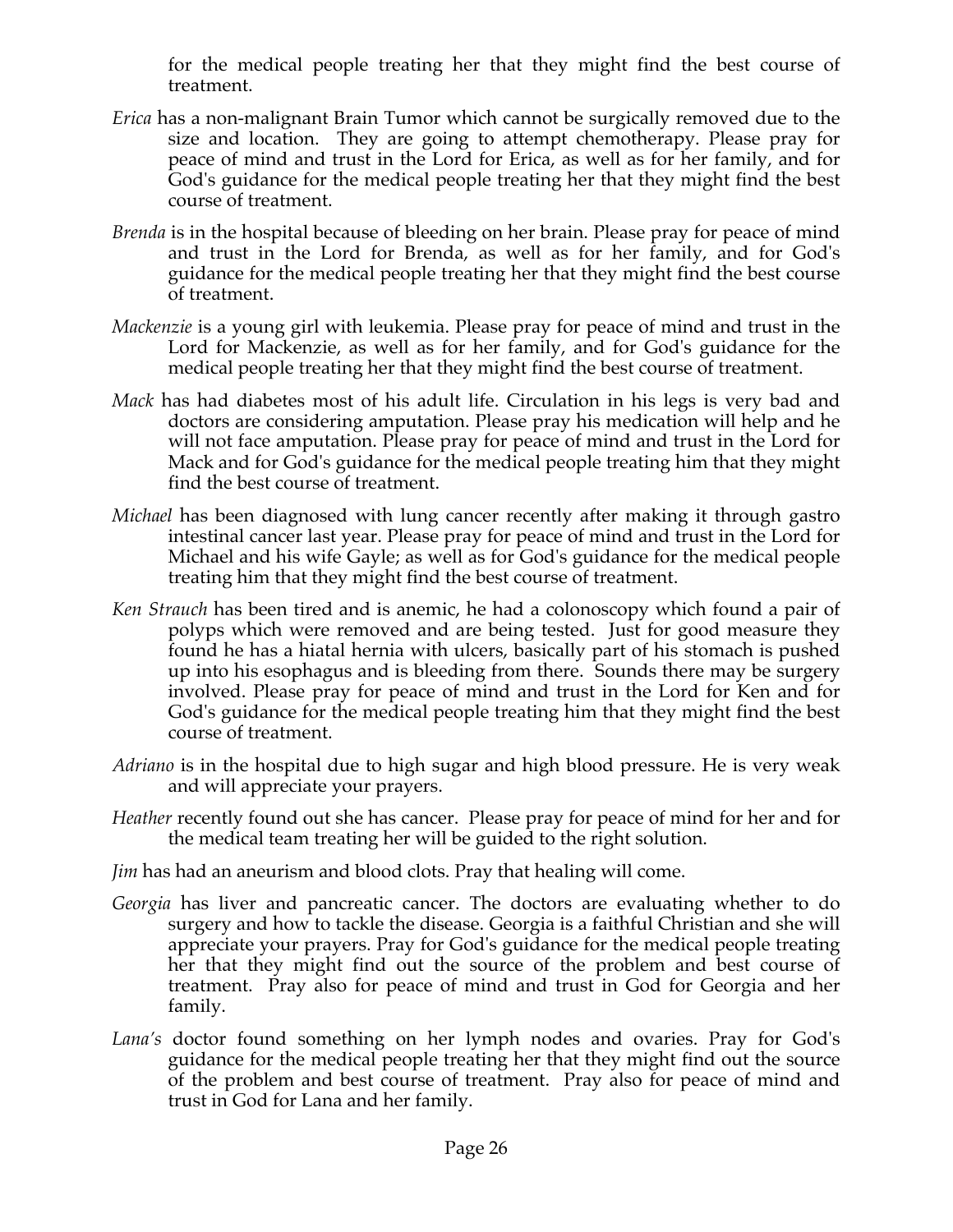for the medical people treating her that they might find the best course of treatment.

*Erica* has a non-malignant Brain Tumor which cannot be surgically removed due to the size and location. They are going to attempt chemotherapy. Please pray for peace of mind and trust in the Lord for Erica, as well as for her family, and for God's guidance for the medical people treating her that they might find the best course of treatment.

*Brenda* is in the hospital because of bleeding on her brain. Please pray for peace of mind and trust in the Lord for Brenda, as well as for her family, and for God's guidance for the medical people treating her that they might find the best course of treatment.

*Mackenzie* is a young girl with leukemia. Please pray for peace of mind and trust in the Lord for Mackenzie, as well as for her family, and for God's guidance for the medical people treating her that they might find the best course of treatment.

*Mack* has had diabetes most of his adult life. Circulation in his legs is very bad and doctors are considering amputation. Please pray his medication will help and he will not face amputation. Please pray for peace of mind and trust in the Lord for Mack and for God's guidance for the medical people treating him that they might find the best course of treatment.

*Michael* has been diagnosed with lung cancer recently after making it through gastro intestinal cancer last year. Please pray for peace of mind and trust in the Lord for Michael and his wife Gayle; as well as for God's guidance for the medical people treating him that they might find the best course of treatment.

*Ken Strauch* has been tired and is anemic, he had a colonoscopy which found a pair of polyps which were removed and are being tested. Just for good measure they found he has a hiatal hernia with ulcers, basically part of his stomach is pushed up into his esophagus and is bleeding from there. Sounds there may be surgery involved. Please pray for peace of mind and trust in the Lord for Ken and for God's guidance for the medical people treating him that they might find the best course of treatment.

*Adriano* is in the hospital due to high sugar and high blood pressure. He is very weak and will appreciate your prayers.

*Heather* recently found out she has cancer. Please pray for peace of mind for her and for the medical team treating her will be guided to the right solution.

*Jim* has had an aneurism and blood clots. Pray that healing will come.

*Georgia* has liver and pancreatic cancer. The doctors are evaluating whether to do surgery and how to tackle the disease. Georgia is a faithful Christian and she will appreciate your prayers. Pray for God's guidance for the medical people treating her that they might find out the source of the problem and best course of treatment. Pray also for peace of mind and trust in God for Georgia and her family.

*Lana's* doctor found something on her lymph nodes and ovaries. Pray for God's guidance for the medical people treating her that they might find out the source of the problem and best course of treatment. Pray also for peace of mind and trust in God for Lana and her family.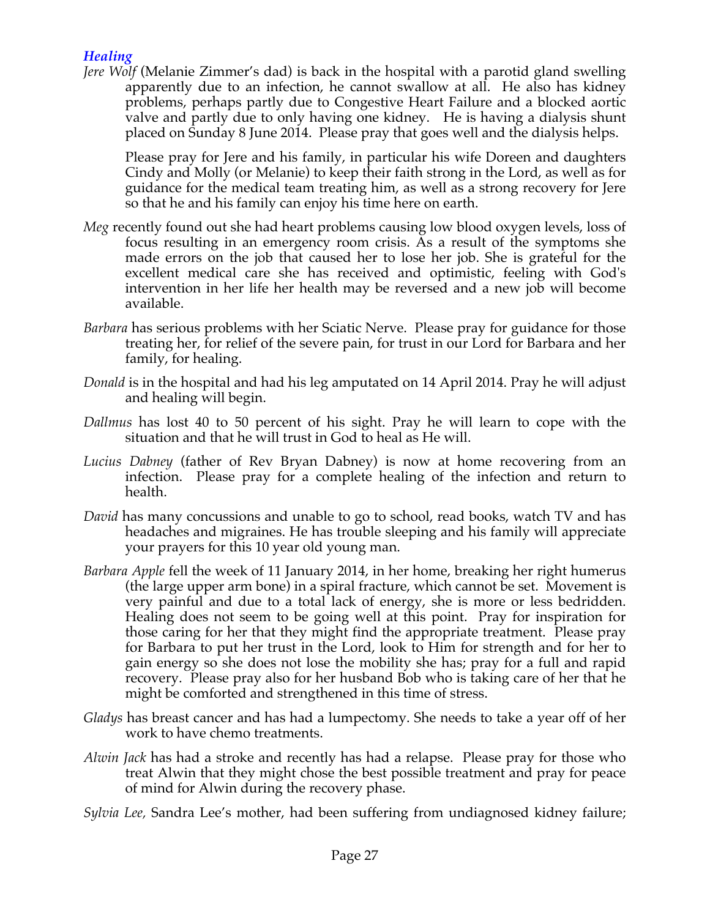### *Healing*

*Jere Wolf* (Melanie Zimmer's dad) is back in the hospital with a parotid gland swelling apparently due to an infection, he cannot swallow at all. He also has kidney problems, perhaps partly due to Congestive Heart Failure and a blocked aortic valve and partly due to only having one kidney. He is having a dialysis shunt placed on Sunday 8 June 2014. Please pray that goes well and the dialysis helps.

Please pray for Jere and his family, in particular his wife Doreen and daughters Cindy and Molly (or Melanie) to keep their faith strong in the Lord, as well as for guidance for the medical team treating him, as well as a strong recovery for Jere so that he and his family can enjoy his time here on earth.

*Meg* recently found out she had heart problems causing low blood oxygen levels, loss of focus resulting in an emergency room crisis. As a result of the symptoms she made errors on the job that caused her to lose her job. She is grateful for the excellent medical care she has received and optimistic, feeling with God's intervention in her life her health may be reversed and a new job will become available.

*Barbara* has serious problems with her Sciatic Nerve. Please pray for guidance for those treating her, for relief of the severe pain, for trust in our Lord for Barbara and her family, for healing.

*Donald* is in the hospital and had his leg amputated on 14 April 2014. Pray he will adjust and healing will begin.

*Dallmus* has lost 40 to 50 percent of his sight. Pray he will learn to cope with the situation and that he will trust in God to heal as He will.

*Lucius Dabney* (father of Rev Bryan Dabney) is now at home recovering from an infection. Please pray for a complete healing of the infection and return to health.

*David* has many concussions and unable to go to school, read books, watch TV and has headaches and migraines. He has trouble sleeping and his family will appreciate your prayers for this 10 year old young man.

*Barbara Apple* fell the week of 11 January 2014, in her home, breaking her right humerus (the large upper arm bone) in a spiral fracture, which cannot be set. Movement is very painful and due to a total lack of energy, she is more or less bedridden. Healing does not seem to be going well at this point. Pray for inspiration for those caring for her that they might find the appropriate treatment. Please pray for Barbara to put her trust in the Lord, look to Him for strength and for her to gain energy so she does not lose the mobility she has; pray for a full and rapid recovery. Please pray also for her husband Bob who is taking care of her that he might be comforted and strengthened in this time of stress.

*Gladys* has breast cancer and has had a lumpectomy. She needs to take a year off of her work to have chemo treatments.

*Alwin Jack* has had a stroke and recently has had a relapse. Please pray for those who treat Alwin that they might chose the best possible treatment and pray for peace of mind for Alwin during the recovery phase.

*Sylvia Lee,* Sandra Lee's mother, had been suffering from undiagnosed kidney failure;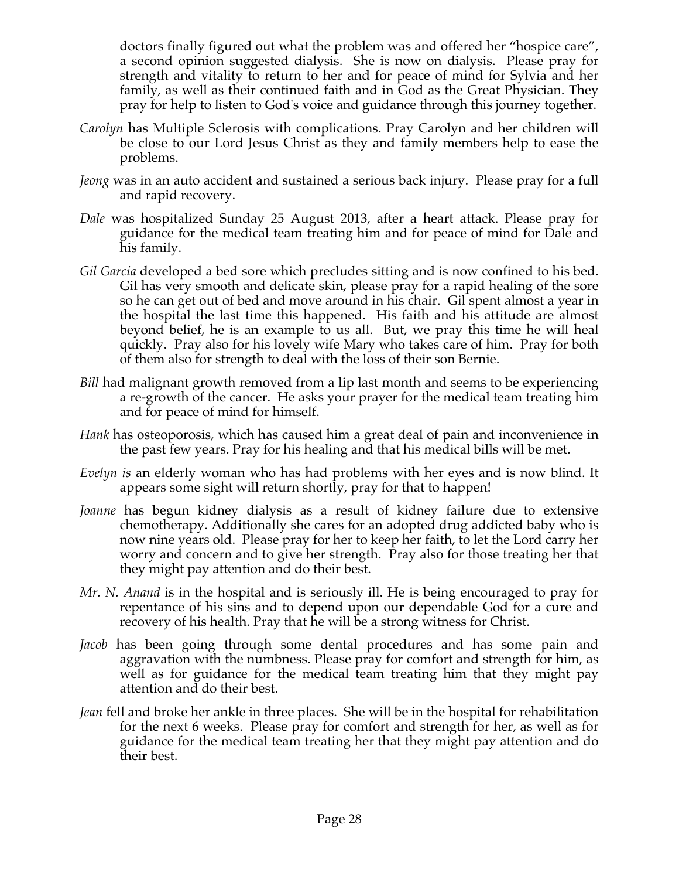doctors finally figured out what the problem was and offered her "hospice care", a second opinion suggested dialysis. She is now on dialysis. Please pray for strength and vitality to return to her and for peace of mind for Sylvia and her family, as well as their continued faith and in God as the Great Physician. They pray for help to listen to God's voice and guidance through this journey together.

*Carolyn* has Multiple Sclerosis with complications. Pray Carolyn and her children will be close to our Lord Jesus Christ as they and family members help to ease the problems.

*Jeong* was in an auto accident and sustained a serious back injury. Please pray for a full and rapid recovery.

*Dale* was hospitalized Sunday 25 August 2013, after a heart attack. Please pray for guidance for the medical team treating him and for peace of mind for Dale and his family.

*Gil Garcia* developed a bed sore which precludes sitting and is now confined to his bed. Gil has very smooth and delicate skin, please pray for a rapid healing of the sore so he can get out of bed and move around in his chair. Gil spent almost a year in the hospital the last time this happened. His faith and his attitude are almost beyond belief, he is an example to us all. But, we pray this time he will heal quickly. Pray also for his lovely wife Mary who takes care of him. Pray for both of them also for strength to deal with the loss of their son Bernie.

*Bill* had malignant growth removed from a lip last month and seems to be experiencing a re-growth of the cancer. He asks your prayer for the medical team treating him and for peace of mind for himself.

*Hank* has osteoporosis, which has caused him a great deal of pain and inconvenience in the past few years. Pray for his healing and that his medical bills will be met.

*Evelyn is* an elderly woman who has had problems with her eyes and is now blind. It appears some sight will return shortly, pray for that to happen!

*Joanne* has begun kidney dialysis as a result of kidney failure due to extensive chemotherapy. Additionally she cares for an adopted drug addicted baby who is now nine years old. Please pray for her to keep her faith, to let the Lord carry her worry and concern and to give her strength. Pray also for those treating her that they might pay attention and do their best.

*Mr. N. Anand* is in the hospital and is seriously ill. He is being encouraged to pray for repentance of his sins and to depend upon our dependable God for a cure and recovery of his health. Pray that he will be a strong witness for Christ.

*Jacob* has been going through some dental procedures and has some pain and aggravation with the numbness. Please pray for comfort and strength for him, as well as for guidance for the medical team treating him that they might pay attention and do their best.

*Jean* fell and broke her ankle in three places. She will be in the hospital for rehabilitation for the next 6 weeks. Please pray for comfort and strength for her, as well as for guidance for the medical team treating her that they might pay attention and do their best.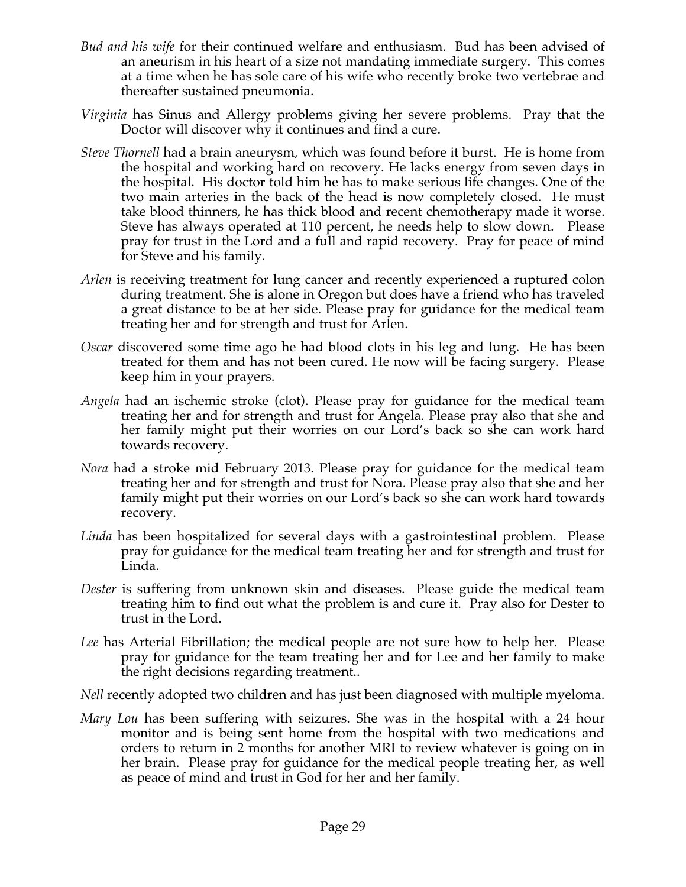*Bud and his wife* for their continued welfare and enthusiasm. Bud has been advised of an aneurism in his heart of a size not mandating immediate surgery. This comes at a time when he has sole care of his wife who recently broke two vertebrae and thereafter sustained pneumonia.

*Virginia* has Sinus and Allergy problems giving her severe problems. Pray that the Doctor will discover why it continues and find a cure.

*Steve Thornell* had a brain aneurysm, which was found before it burst. He is home from the hospital and working hard on recovery. He lacks energy from seven days in the hospital. His doctor told him he has to make serious life changes. One of the two main arteries in the back of the head is now completely closed. He must take blood thinners, he has thick blood and recent chemotherapy made it worse. Steve has always operated at 110 percent, he needs help to slow down. Please pray for trust in the Lord and a full and rapid recovery. Pray for peace of mind for Steve and his family.

*Arlen* is receiving treatment for lung cancer and recently experienced a ruptured colon during treatment. She is alone in Oregon but does have a friend who has traveled a great distance to be at her side. Please pray for guidance for the medical team treating her and for strength and trust for Arlen.

*Oscar* discovered some time ago he had blood clots in his leg and lung. He has been treated for them and has not been cured. He now will be facing surgery. Please keep him in your prayers.

*Angela* had an ischemic stroke (clot). Please pray for guidance for the medical team treating her and for strength and trust for Angela. Please pray also that she and her family might put their worries on our Lord's back so she can work hard towards recovery.

*Nora* had a stroke mid February 2013. Please pray for guidance for the medical team treating her and for strength and trust for Nora. Please pray also that she and her family might put their worries on our Lord's back so she can work hard towards recovery.

*Linda* has been hospitalized for several days with a gastrointestinal problem. Please pray for guidance for the medical team treating her and for strength and trust for Linda.

*Dester* is suffering from unknown skin and diseases. Please guide the medical team treating him to find out what the problem is and cure it. Pray also for Dester to trust in the Lord.

*Lee* has Arterial Fibrillation; the medical people are not sure how to help her. Please pray for guidance for the team treating her and for Lee and her family to make the right decisions regarding treatment..

*Nell* recently adopted two children and has just been diagnosed with multiple myeloma.

*Mary Lou* has been suffering with seizures. She was in the hospital with a 24 hour monitor and is being sent home from the hospital with two medications and orders to return in 2 months for another MRI to review whatever is going on in her brain. Please pray for guidance for the medical people treating her, as well as peace of mind and trust in God for her and her family.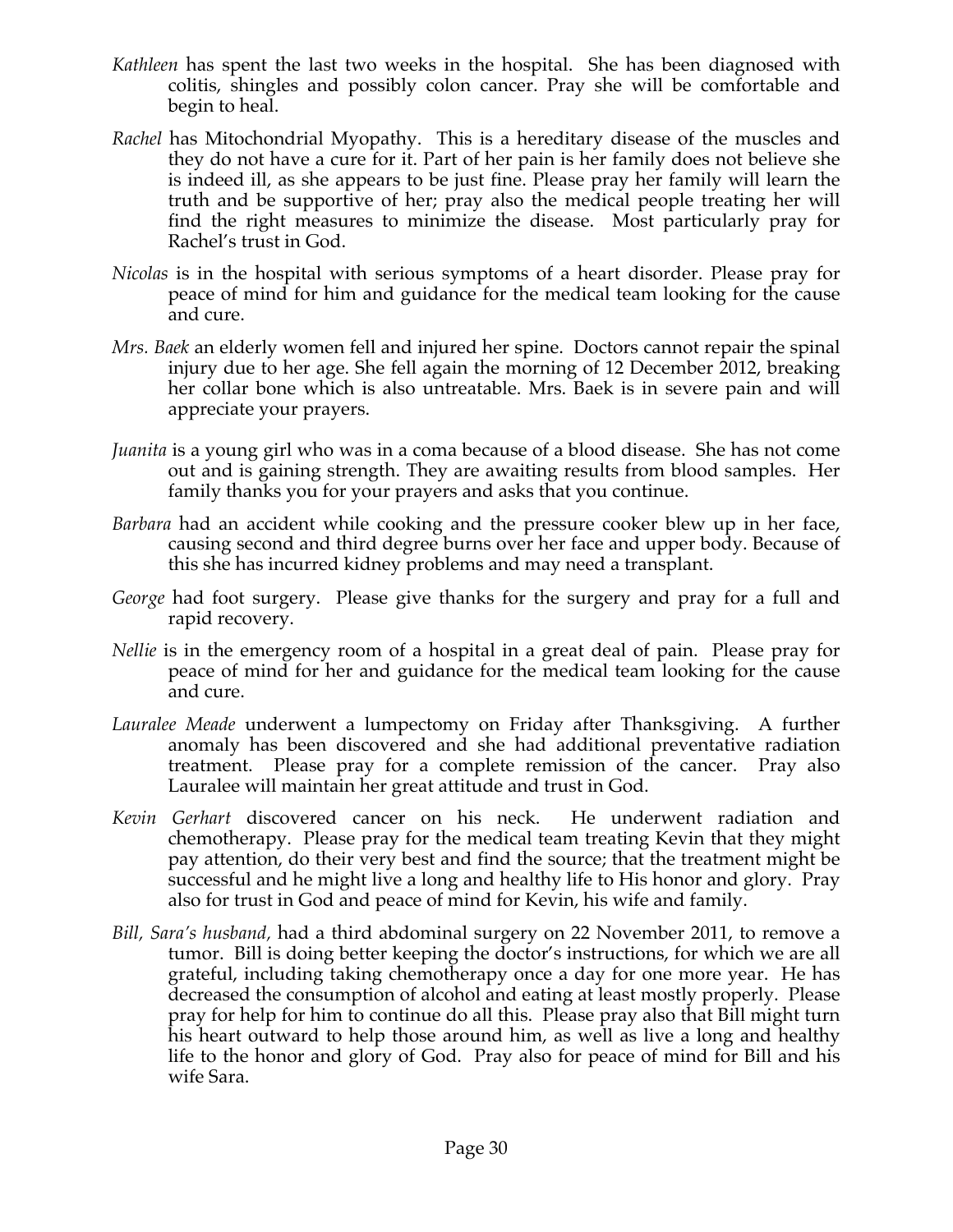*Kathleen* has spent the last two weeks in the hospital. She has been diagnosed with colitis, shingles and possibly colon cancer. Pray she will be comfortable and begin to heal.

*Rachel* has Mitochondrial Myopathy. This is a hereditary disease of the muscles and they do not have a cure for it. Part of her pain is her family does not believe she is indeed ill, as she appears to be just fine. Please pray her family will learn the truth and be supportive of her; pray also the medical people treating her will find the right measures to minimize the disease. Most particularly pray for Rachel's trust in God.

*Nicolas* is in the hospital with serious symptoms of a heart disorder. Please pray for peace of mind for him and guidance for the medical team looking for the cause and cure.

*Mrs. Baek* an elderly women fell and injured her spine. Doctors cannot repair the spinal injury due to her age. She fell again the morning of 12 December 2012, breaking her collar bone which is also untreatable. Mrs. Baek is in severe pain and will appreciate your prayers.

*Juanita* is a young girl who was in a coma because of a blood disease. She has not come out and is gaining strength. They are awaiting results from blood samples. Her family thanks you for your prayers and asks that you continue.

*Barbara* had an accident while cooking and the pressure cooker blew up in her face, causing second and third degree burns over her face and upper body. Because of this she has incurred kidney problems and may need a transplant.

*George* had foot surgery. Please give thanks for the surgery and pray for a full and rapid recovery.

*Nellie* is in the emergency room of a hospital in a great deal of pain. Please pray for peace of mind for her and guidance for the medical team looking for the cause and cure.

*Lauralee Meade* underwent a lumpectomy on Friday after Thanksgiving. A further anomaly has been discovered and she had additional preventative radiation treatment. Please pray for a complete remission of the cancer. Pray also Lauralee will maintain her great attitude and trust in God.

*Kevin Gerhart* discovered cancer on his neck. He underwent radiation and chemotherapy. Please pray for the medical team treating Kevin that they might pay attention, do their very best and find the source; that the treatment might be successful and he might live a long and healthy life to His honor and glory. Pray also for trust in God and peace of mind for Kevin, his wife and family.

*Bill, Sara's husband,* had a third abdominal surgery on 22 November 2011, to remove a tumor. Bill is doing better keeping the doctor's instructions, for which we are all grateful, including taking chemotherapy once a day for one more year. He has decreased the consumption of alcohol and eating at least mostly properly. Please pray for help for him to continue do all this. Please pray also that Bill might turn his heart outward to help those around him, as well as live a long and healthy life to the honor and glory of God. Pray also for peace of mind for Bill and his wife Sara.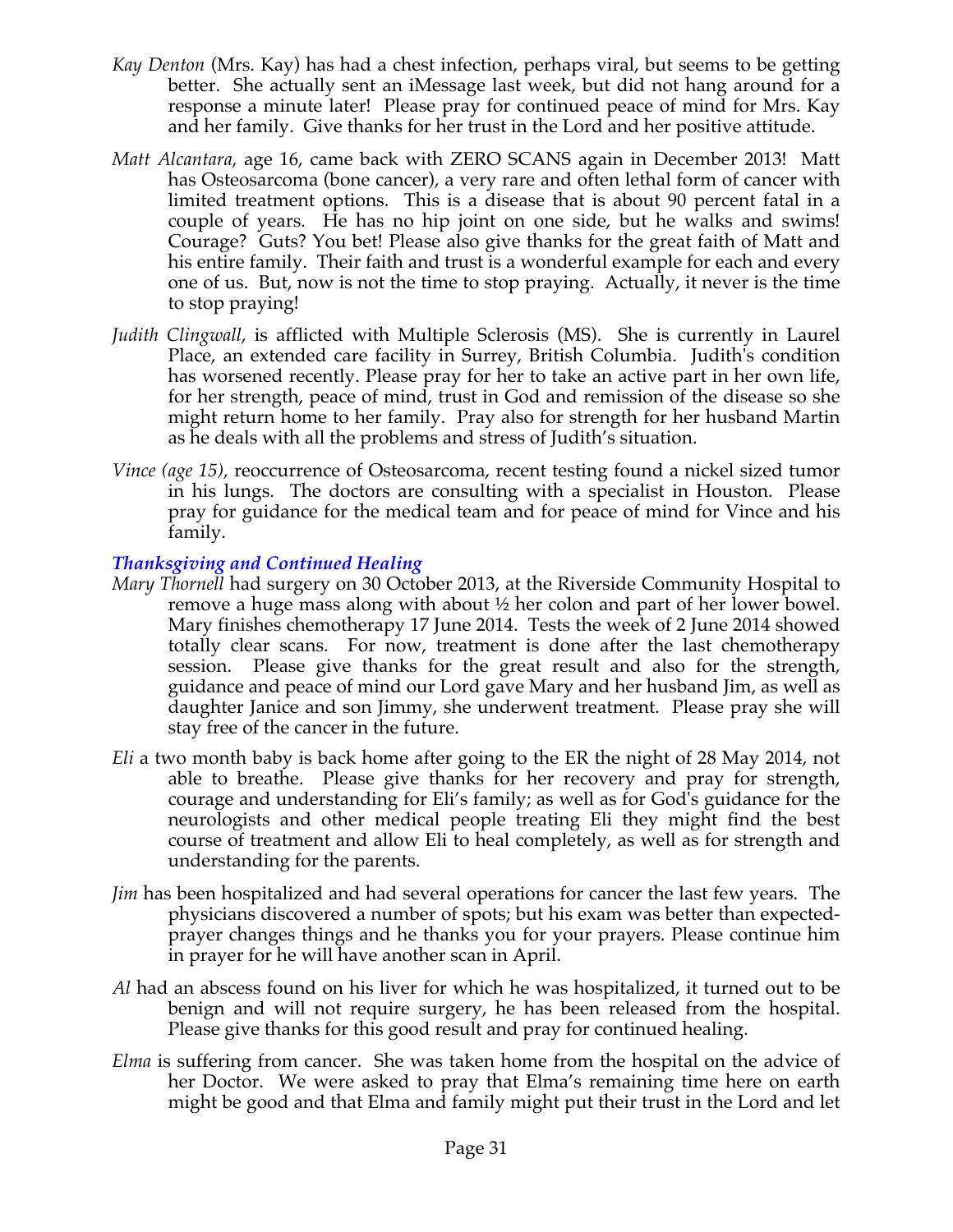*Kay Denton* (Mrs. Kay) has had a chest infection, perhaps viral, but seems to be getting better. She actually sent an iMessage last week, but did not hang around for a response a minute later! Please pray for continued peace of mind for Mrs. Kay and her family. Give thanks for her trust in the Lord and her positive attitude.

*Matt Alcantara*, age 16, came back with ZERO SCANS again in December 2013! Matt has Osteosarcoma (bone cancer), a very rare and often lethal form of cancer with limited treatment options. This is a disease that is about 90 percent fatal in a couple of years. He has no hip joint on one side, but he walks and swims! Courage? Guts? You bet! Please also give thanks for the great faith of Matt and his entire family. Their faith and trust is a wonderful example for each and every one of us. But, now is not the time to stop praying. Actually, it never is the time to stop praying!

*Judith Clingwall*, is afflicted with Multiple Sclerosis (MS). She is currently in Laurel Place, an extended care facility in Surrey, British Columbia. Judith's condition has worsened recently. Please pray for her to take an active part in her own life, for her strength, peace of mind, trust in God and remission of the disease so she might return home to her family. Pray also for strength for her husband Martin as he deals with all the problems and stress of Judith's situation.

*Vince (age 15),* reoccurrence of Osteosarcoma, recent testing found a nickel sized tumor in his lungs. The doctors are consulting with a specialist in Houston. Please pray for guidance for the medical team and for peace of mind for Vince and his family.

### *Thanksgiving and Continued Healing*

*Mary Thornell* had surgery on 30 October 2013, at the Riverside Community Hospital to remove a huge mass along with about ½ her colon and part of her lower bowel. Mary finishes chemotherapy 17 June 2014. Tests the week of 2 June 2014 showed totally clear scans. For now, treatment is done after the last chemotherapy session. Please give thanks for the great result and also for the strength, guidance and peace of mind our Lord gave Mary and her husband Jim, as well as daughter Janice and son Jimmy, she underwent treatment. Please pray she will stay free of the cancer in the future.

*Eli* a two month baby is back home after going to the ER the night of 28 May 2014, not able to breathe. Please give thanks for her recovery and pray for strength, courage and understanding for Eli's family; as well as for God's guidance for the neurologists and other medical people treating Eli they might find the best course of treatment and allow Eli to heal completely, as well as for strength and understanding for the parents.

*Jim* has been hospitalized and had several operations for cancer the last few years. The physicians discovered a number of spots; but his exam was better than expected- prayer changes things and he thanks you for your prayers. Please continue him in prayer for he will have another scan in April.

*Al* had an abscess found on his liver for which he was hospitalized, it turned out to be benign and will not require surgery, he has been released from the hospital. Please give thanks for this good result and pray for continued healing.

*Elma* is suffering from cancer. She was taken home from the hospital on the advice of her Doctor. We were asked to pray that Elma's remaining time here on earth might be good and that Elma and family might put their trust in the Lord and let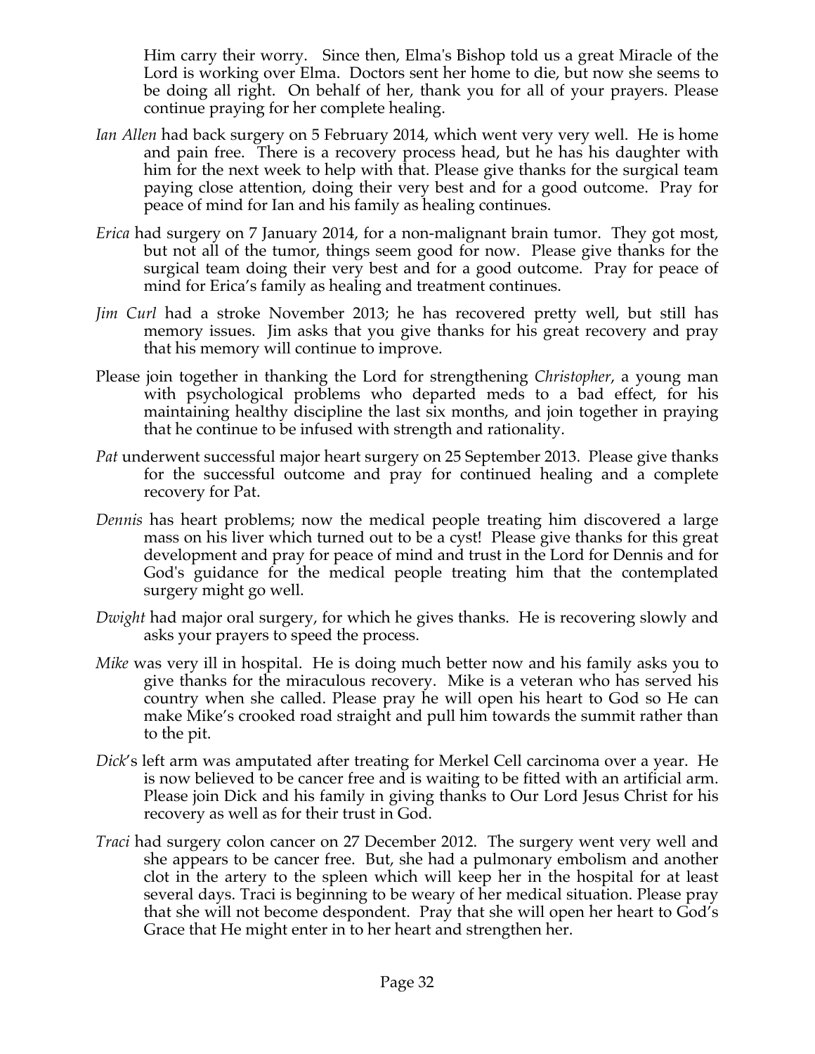Him carry their worry. Since then, Elma's Bishop told us a great Miracle of the Lord is working over Elma. Doctors sent her home to die, but now she seems to be doing all right. On behalf of her, thank you for all of your prayers. Please continue praying for her complete healing.

*Ian Allen* had back surgery on 5 February 2014, which went very very well. He is home and pain free. There is a recovery process head, but he has his daughter with him for the next week to help with that. Please give thanks for the surgical team paying close attention, doing their very best and for a good outcome. Pray for peace of mind for Ian and his family as healing continues.

*Erica* had surgery on 7 January 2014, for a non-malignant brain tumor. They got most, but not all of the tumor, things seem good for now. Please give thanks for the surgical team doing their very best and for a good outcome. Pray for peace of mind for Erica's family as healing and treatment continues.

*Jim Curl* had a stroke November 2013; he has recovered pretty well, but still has memory issues. Jim asks that you give thanks for his great recovery and pray that his memory will continue to improve.

Please join together in thanking the Lord for strengthening *Christopher*, a young man with psychological problems who departed meds to a bad effect, for his maintaining healthy discipline the last six months, and join together in praying that he continue to be infused with strength and rationality.

*Pat* underwent successful major heart surgery on 25 September 2013. Please give thanks for the successful outcome and pray for continued healing and a complete recovery for Pat.

*Dennis* has heart problems; now the medical people treating him discovered a large mass on his liver which turned out to be a cyst! Please give thanks for this great development and pray for peace of mind and trust in the Lord for Dennis and for God's guidance for the medical people treating him that the contemplated surgery might go well.

*Dwight* had major oral surgery, for which he gives thanks. He is recovering slowly and asks your prayers to speed the process.

*Mike* was very ill in hospital. He is doing much better now and his family asks you to give thanks for the miraculous recovery. Mike is a veteran who has served his country when she called. Please pray he will open his heart to God so He can make Mike's crooked road straight and pull him towards the summit rather than to the pit.

*Dick*'s left arm was amputated after treating for Merkel Cell carcinoma over a year. He is now believed to be cancer free and is waiting to be fitted with an artificial arm. Please join Dick and his family in giving thanks to Our Lord Jesus Christ for his recovery as well as for their trust in God.

*Traci* had surgery colon cancer on 27 December 2012. The surgery went very well and she appears to be cancer free. But, she had a pulmonary embolism and another clot in the artery to the spleen which will keep her in the hospital for at least several days. Traci is beginning to be weary of her medical situation. Please pray that she will not become despondent. Pray that she will open her heart to God's Grace that He might enter in to her heart and strengthen her.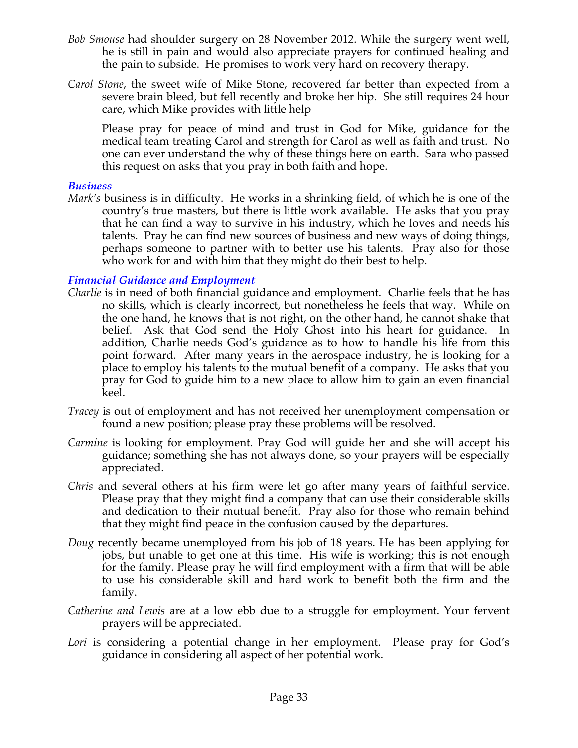*Bob Smouse* had shoulder surgery on 28 November 2012. While the surgery went well, he is still in pain and would also appreciate prayers for continued healing and the pain to subside. He promises to work very hard on recovery therapy.

*Carol Stone*, the sweet wife of Mike Stone, recovered far better than expected from a severe brain bleed, but fell recently and broke her hip. She still requires 24 hour care, which Mike provides with little help

Please pray for peace of mind and trust in God for Mike, guidance for the medical team treating Carol and strength for Carol as well as faith and trust. No one can ever understand the why of these things here on earth. Sara who passed this request on asks that you pray in both faith and hope.

### *Business*

*Mark's* business is in difficulty. He works in a shrinking field, of which he is one of the country's true masters, but there is little work available. He asks that you pray that he can find a way to survive in his industry, which he loves and needs his talents. Pray he can find new sources of business and new ways of doing things, perhaps someone to partner with to better use his talents. Pray also for those who work for and with him that they might do their best to help.

### *Financial Guidance and Employment*

*Charlie* is in need of both financial guidance and employment. Charlie feels that he has no skills, which is clearly incorrect, but nonetheless he feels that way. While on the one hand, he knows that is not right, on the other hand, he cannot shake that belief. Ask that God send the Holy Ghost into his heart for guidance. In addition, Charlie needs God's guidance as to how to handle his life from this point forward. After many years in the aerospace industry, he is looking for a place to employ his talents to the mutual benefit of a company. He asks that you pray for God to guide him to a new place to allow him to gain an even financial keel.

*Tracey* is out of employment and has not received her unemployment compensation or found a new position; please pray these problems will be resolved.

*Carmine* is looking for employment. Pray God will guide her and she will accept his guidance; something she has not always done, so your prayers will be especially appreciated.

*Chris* and several others at his firm were let go after many years of faithful service. Please pray that they might find a company that can use their considerable skills and dedication to their mutual benefit. Pray also for those who remain behind that they might find peace in the confusion caused by the departures.

*Doug* recently became unemployed from his job of 18 years. He has been applying for jobs, but unable to get one at this time. His wife is working; this is not enough for the family. Please pray he will find employment with a firm that will be able to use his considerable skill and hard work to benefit both the firm and the family.

*Catherine and Lewis* are at a low ebb due to a struggle for employment. Your fervent prayers will be appreciated.

*Lori* is considering a potential change in her employment. Please pray for God's guidance in considering all aspect of her potential work.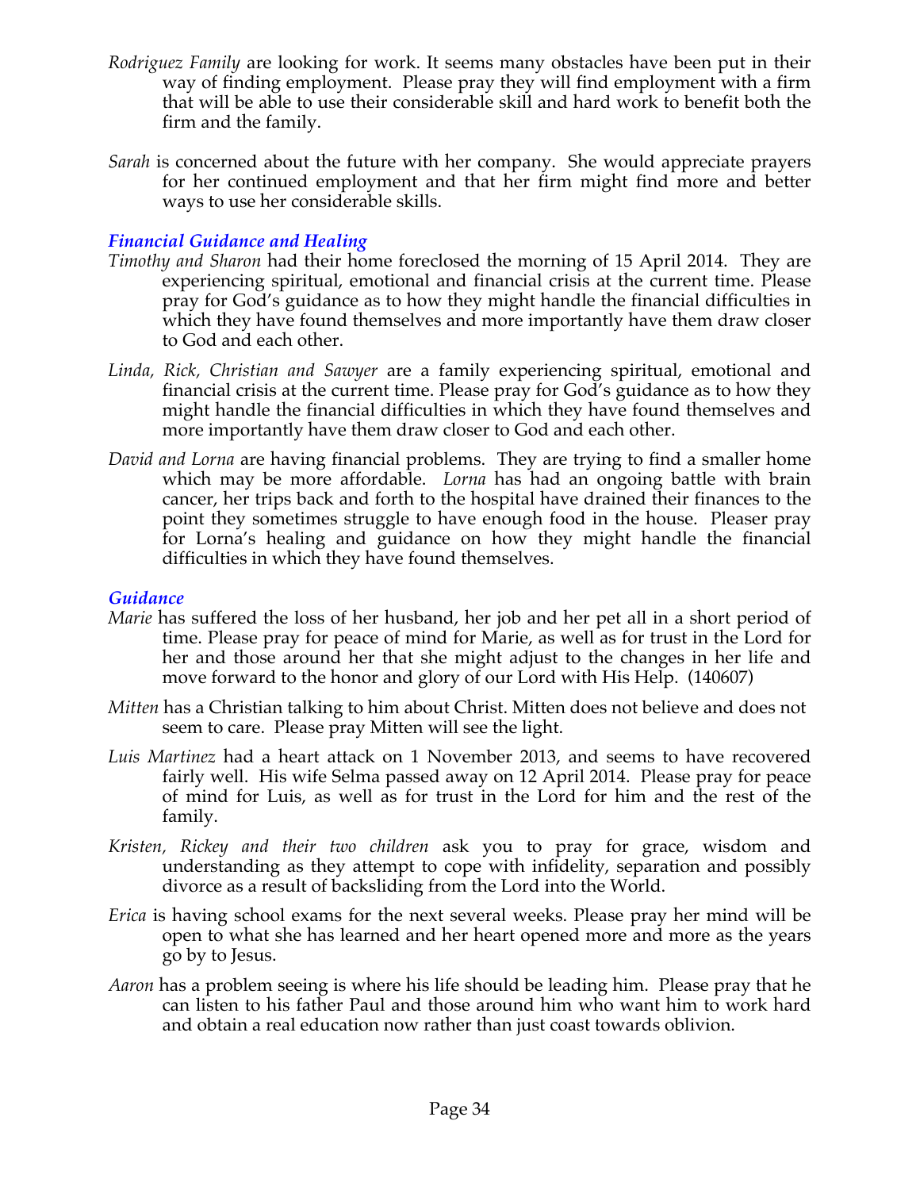*Rodriguez Family* are looking for work. It seems many obstacles have been put in their way of finding employment. Please pray they will find employment with a firm that will be able to use their considerable skill and hard work to benefit both the firm and the family.

*Sarah* is concerned about the future with her company. She would appreciate prayers for her continued employment and that her firm might find more and better ways to use her considerable skills.

### *Financial Guidance and Healing*

*Timothy and Sharon* had their home foreclosed the morning of 15 April 2014. They are experiencing spiritual, emotional and financial crisis at the current time. Please pray for God's guidance as to how they might handle the financial difficulties in which they have found themselves and more importantly have them draw closer to God and each other.

*Linda, Rick, Christian and Sawyer* are a family experiencing spiritual, emotional and financial crisis at the current time. Please pray for God's guidance as to how they might handle the financial difficulties in which they have found themselves and more importantly have them draw closer to God and each other.

*David and Lorna* are having financial problems. They are trying to find a smaller home which may be more affordable. *Lorna* has had an ongoing battle with brain cancer, her trips back and forth to the hospital have drained their finances to the point they sometimes struggle to have enough food in the house. Pleaser pray for Lorna's healing and guidance on how they might handle the financial difficulties in which they have found themselves.

### *Guidance*

*Marie* has suffered the loss of her husband, her job and her pet all in a short period of time. Please pray for peace of mind for Marie, as well as for trust in the Lord for her and those around her that she might adjust to the changes in her life and move forward to the honor and glory of our Lord with His Help. (140607)

*Mitten* has a Christian talking to him about Christ. Mitten does not believe and does not seem to care. Please pray Mitten will see the light.

*Luis Martinez* had a heart attack on 1 November 2013, and seems to have recovered fairly well. His wife Selma passed away on 12 April 2014. Please pray for peace of mind for Luis, as well as for trust in the Lord for him and the rest of the family.

*Kristen, Rickey and their two children* ask you to pray for grace, wisdom and understanding as they attempt to cope with infidelity, separation and possibly divorce as a result of backsliding from the Lord into the World.

*Erica* is having school exams for the next several weeks. Please pray her mind will be open to what she has learned and her heart opened more and more as the years go by to Jesus.

*Aaron* has a problem seeing is where his life should be leading him. Please pray that he can listen to his father Paul and those around him who want him to work hard and obtain a real education now rather than just coast towards oblivion.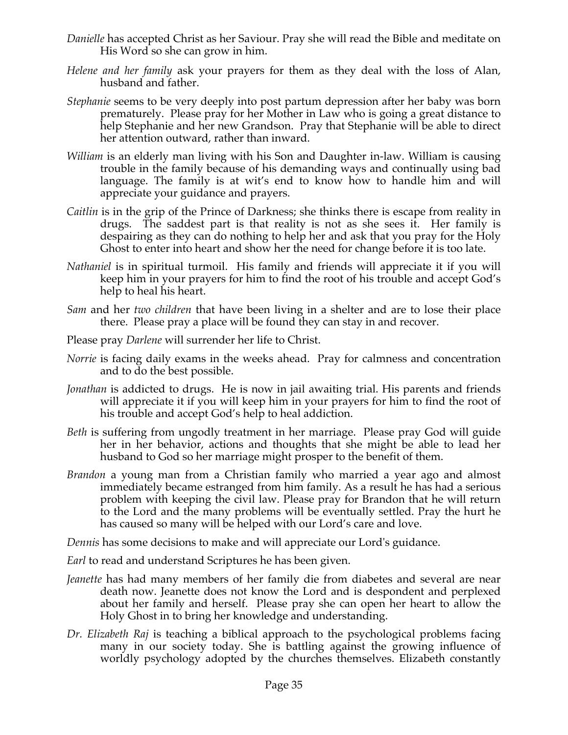*Danielle* has accepted Christ as her Saviour. Pray she will read the Bible and meditate on His Word so she can grow in him.

*Helene and her family* ask your prayers for them as they deal with the loss of Alan, husband and father.

*Stephanie* seems to be very deeply into post partum depression after her baby was born prematurely. Please pray for her Mother in Law who is going a great distance to help Stephanie and her new Grandson. Pray that Stephanie will be able to direct her attention outward, rather than inward.

*William* is an elderly man living with his Son and Daughter in-law. William is causing trouble in the family because of his demanding ways and continually using bad language. The family is at wit's end to know how to handle him and will appreciate your guidance and prayers.

*Caitlin* is in the grip of the Prince of Darkness; she thinks there is escape from reality in drugs. The saddest part is that reality is not as she sees it. Her family is despairing as they can do nothing to help her and ask that you pray for the Holy Ghost to enter into heart and show her the need for change before it is too late.

*Nathaniel* is in spiritual turmoil. His family and friends will appreciate it if you will keep him in your prayers for him to find the root of his trouble and accept God's help to heal his heart.

*Sam* and her *two children* that have been living in a shelter and are to lose their place there. Please pray a place will be found they can stay in and recover.

Please pray *Darlene* will surrender her life to Christ.

*Norrie* is facing daily exams in the weeks ahead. Pray for calmness and concentration and to do the best possible.

*Jonathan* is addicted to drugs. He is now in jail awaiting trial. His parents and friends will appreciate it if you will keep him in your prayers for him to find the root of his trouble and accept God's help to heal addiction.

*Beth* is suffering from ungodly treatment in her marriage. Please pray God will guide her in her behavior, actions and thoughts that she might be able to lead her husband to God so her marriage might prosper to the benefit of them.

*Brandon* a young man from a Christian family who married a year ago and almost immediately became estranged from him family. As a result he has had a serious problem with keeping the civil law. Please pray for Brandon that he will return to the Lord and the many problems will be eventually settled. Pray the hurt he has caused so many will be helped with our Lord's care and love.

*Dennis* has some decisions to make and will appreciate our Lord's guidance.

*Earl* to read and understand Scriptures he has been given.

*Jeanette* has had many members of her family die from diabetes and several are near death now. Jeanette does not know the Lord and is despondent and perplexed about her family and herself. Please pray she can open her heart to allow the Holy Ghost in to bring her knowledge and understanding.

*Dr. Elizabeth Raj* is teaching a biblical approach to the psychological problems facing many in our society today. She is battling against the growing influence of worldly psychology adopted by the churches themselves. Elizabeth constantly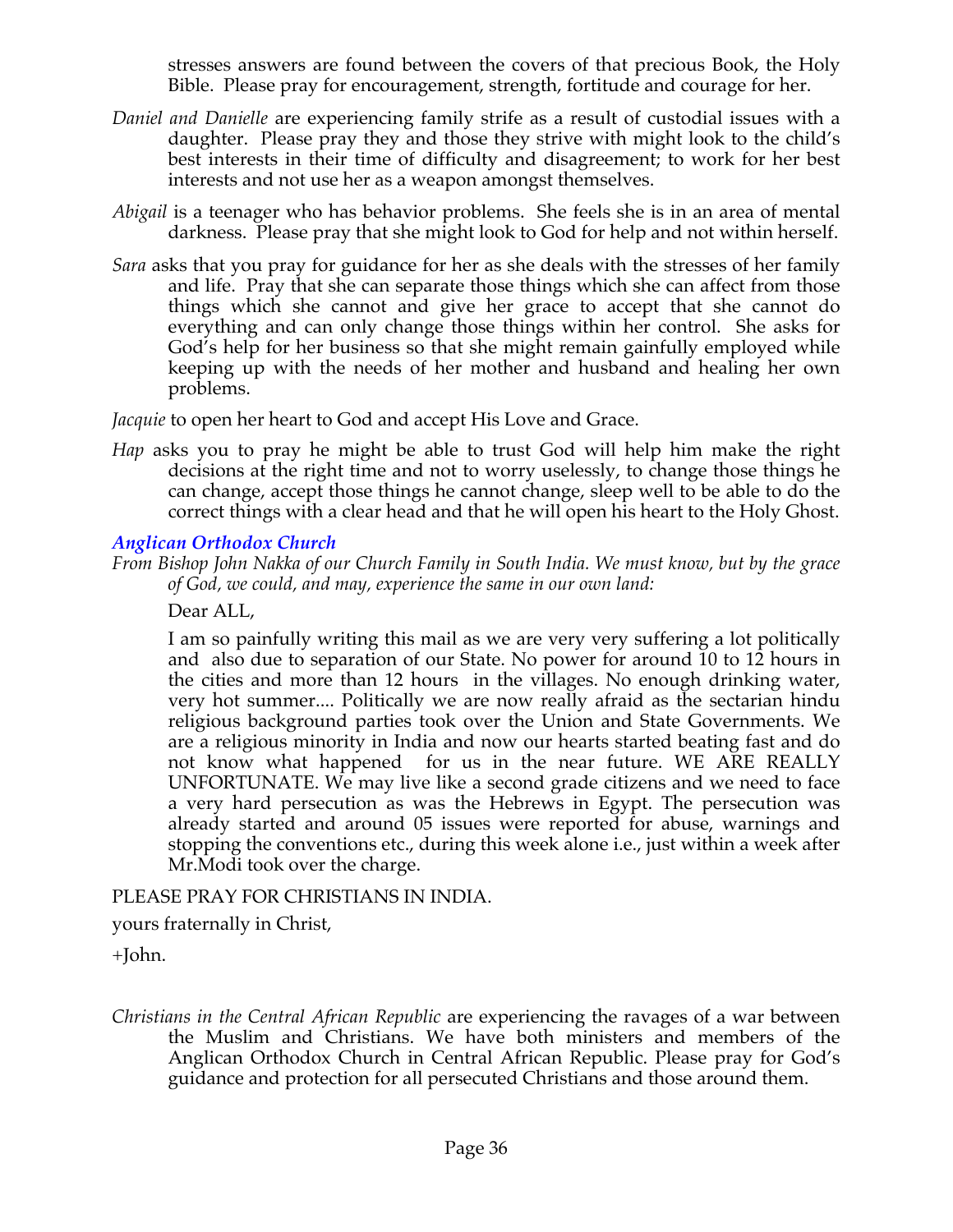stresses answers are found between the covers of that precious Book, the Holy Bible. Please pray for encouragement, strength, fortitude and courage for her.

*Daniel and Danielle* are experiencing family strife as a result of custodial issues with a daughter. Please pray they and those they strive with might look to the child's best interests in their time of difficulty and disagreement; to work for her best interests and not use her as a weapon amongst themselves.

*Abigail* is a teenager who has behavior problems. She feels she is in an area of mental darkness. Please pray that she might look to God for help and not within herself.

*Sara* asks that you pray for guidance for her as she deals with the stresses of her family and life. Pray that she can separate those things which she can affect from those things which she cannot and give her grace to accept that she cannot do everything and can only change those things within her control. She asks for God's help for her business so that she might remain gainfully employed while keeping up with the needs of her mother and husband and healing her own problems.

*Jacquie* to open her heart to God and accept His Love and Grace.

*Hap* asks you to pray he might be able to trust God will help him make the right decisions at the right time and not to worry uselessly, to change those things he can change, accept those things he cannot change, sleep well to be able to do the correct things with a clear head and that he will open his heart to the Holy Ghost.

### *Anglican Orthodox Church*

*From Bishop John Nakka of our Church Family in South India. We must know, but by the grace of God, we could, and may, experience the same in our own land:*

Dear ALL,

I am so painfully writing this mail as we are very very suffering a lot politically and also due to separation of our State. No power for around 10 to 12 hours in the cities and more than 12 hours in the villages. No enough drinking water, very hot summer.... Politically we are now really afraid as the sectarian hindu religious background parties took over the Union and State Governments. We are a religious minority in India and now our hearts started beating fast and do not know what happened for us in the near future. WE ARE REALLY UNFORTUNATE. We may live like a second grade citizens and we need to face a very hard persecution as was the Hebrews in Egypt. The persecution was already started and around 05 issues were reported for abuse, warnings and stopping the conventions etc., during this week alone i.e., just within a week after Mr.Modi took over the charge.

PLEASE PRAY FOR CHRISTIANS IN INDIA.

yours fraternally in Christ,

+John.

*Christians in the Central African Republic* are experiencing the ravages of a war between the Muslim and Christians. We have both ministers and members of the Anglican Orthodox Church in Central African Republic. Please pray for God's guidance and protection for all persecuted Christians and those around them.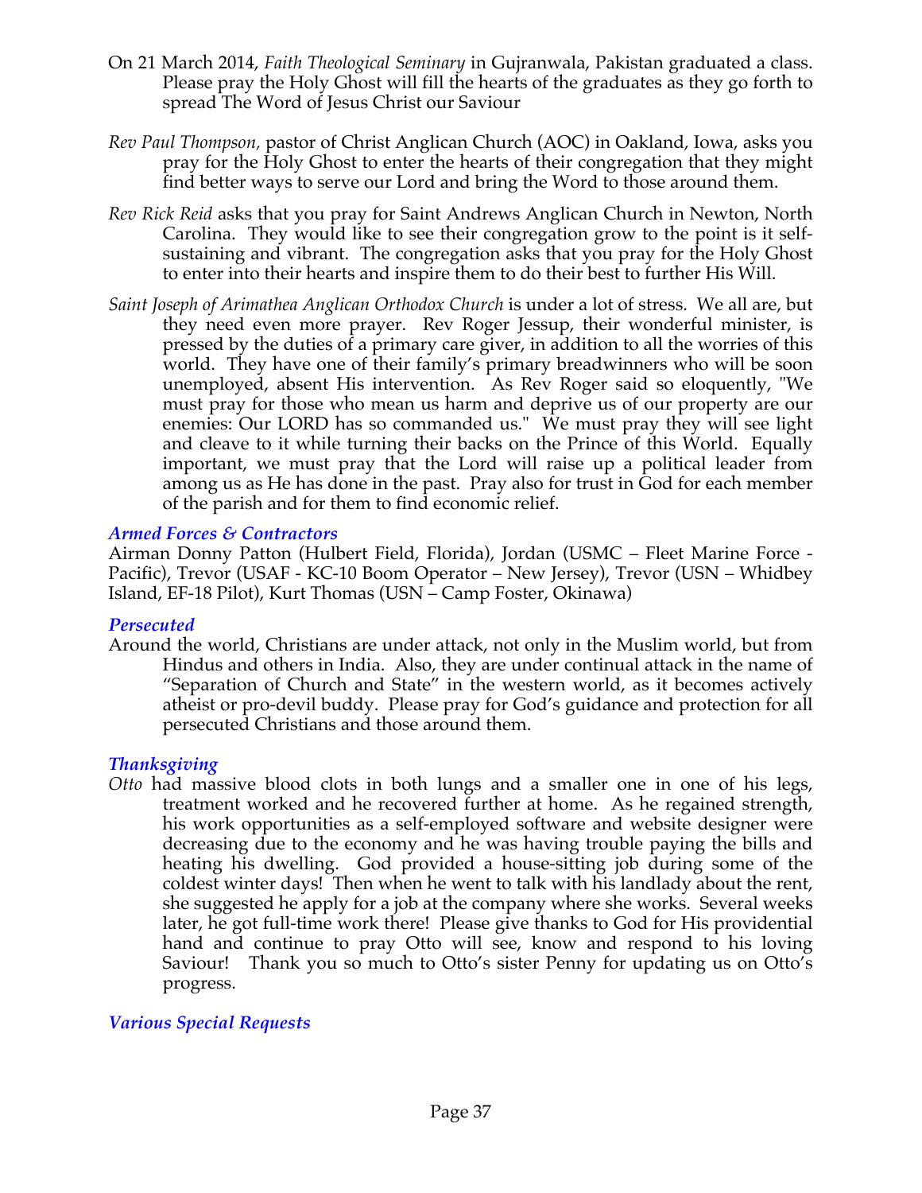On 21 March 2014, *Faith Theological Seminary* in Gujranwala, Pakistan graduated a class. Please pray the Holy Ghost will fill the hearts of the graduates as they go forth to spread The Word of Jesus Christ our Saviour

*Rev Paul Thompson*, pastor of Christ Anglican Church (AOC) in Oakland, Iowa, asks you pray for the Holy Ghost to enter the hearts of their congregation that they might find better ways to serve our Lord and bring the Word to those around them.

*Rev Rick Reid* asks that you pray for Saint Andrews Anglican Church in Newton, North Carolina. They would like to see their congregation grow to the point is it self-sustaining and vibrant. The congregation asks that you pray for the Holy Ghost to enter into their hearts and inspire them to do their best to further His Will.

*Saint Joseph of Arimathea Anglican Orthodox Church* is under a lot of stress. We all are, but they need even more prayer. Rev Roger Jessup, their wonderful minister, is pressed by the duties of a primary care giver, in addition to all the worries of this world. They have one of their family's primary breadwinners who will be soon unemployed, absent His intervention. As Rev Roger said so eloquently, "We must pray for those who mean us harm and deprive us of our property are our enemies: Our LORD has so commanded us." We must pray they will see light and cleave to it while turning their backs on the Prince of this World. Equally important, we must pray that the Lord will raise up a political leader from among us as He has done in the past. Pray also for trust in God for each member of the parish and for them to find economic relief.

### *Armed Forces & Contractors*

Airman Donny Patton (Hulbert Field, Florida), Jordan (USMC – Fleet Marine Force - Pacific), Trevor (USAF - KC-10 Boom Operator – New Jersey), Trevor (USN – Whidbey Island, EF-18 Pilot), Kurt Thomas (USN – Camp Foster, Okinawa)

### *Persecuted*

Around the world, Christians are under attack, not only in the Muslim world, but from Hindus and others in India. Also, they are under continual attack in the name of "Separation of Church and State" in the western world, as it becomes actively atheist or pro-devil buddy. Please pray for God's guidance and protection for all persecuted Christians and those around them.

### *Thanksgiving*

*Otto* had massive blood clots in both lungs and a smaller one in one of his legs, treatment worked and he recovered further at home. As he regained strength, his work opportunities as a self-employed software and website designer were decreasing due to the economy and he was having trouble paying the bills and heating his dwelling. God provided a house-sitting job during some of the coldest winter days! Then when he went to talk with his landlady about the rent, she suggested he apply for a job at the company where she works. Several weeks later, he got full-time work there! Please give thanks to God for His providential hand and continue to pray Otto will see, know and respond to his loving Saviour! Thank you so much to Otto's sister Penny for updating us on Otto's progress.

### *Various Special Requests*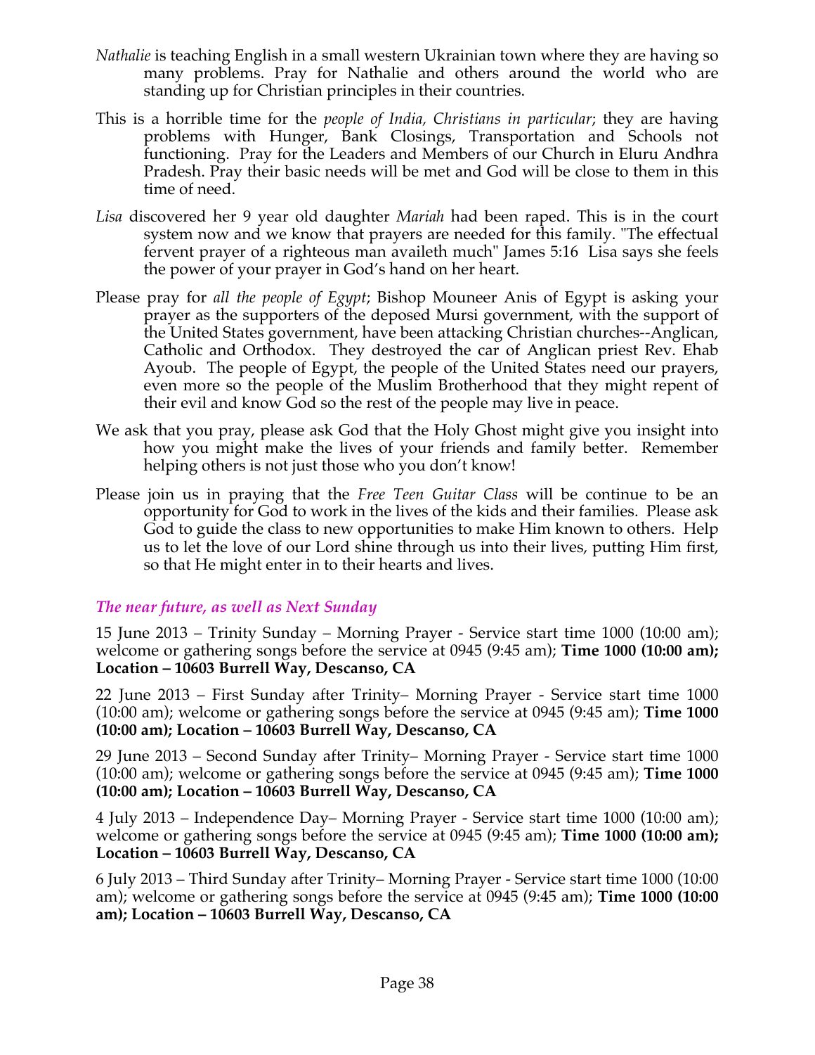*Nathalie* is teaching English in a small western Ukrainian town where they are having so many problems. Pray for Nathalie and others around the world who are standing up for Christian principles in their countries.

This is a horrible time for the *people of India, Christians in particular*; they are having problems with Hunger, Bank Closings, Transportation and Schools not functioning. Pray for the Leaders and Members of our Church in Eluru Andhra Pradesh. Pray their basic needs will be met and God will be close to them in this time of need.

*Lisa* discovered her 9 year old daughter *Mariah* had been raped. This is in the court system now and we know that prayers are needed for this family. "The effectual fervent prayer of a righteous man availeth much" James 5:16 Lisa says she feels the power of your prayer in God's hand on her heart.

Please pray for *all the people of Egypt*; Bishop Mouneer Anis of Egypt is asking your prayer as the supporters of the deposed Mursi government, with the support of the United States government, have been attacking Christian churches--Anglican, Catholic and Orthodox. They destroyed the car of Anglican priest Rev. Ehab Ayoub. The people of Egypt, the people of the United States need our prayers, even more so the people of the Muslim Brotherhood that they might repent of their evil and know God so the rest of the people may live in peace.

We ask that you pray, please ask God that the Holy Ghost might give you insight into how you might make the lives of your friends and family better. Remember helping others is not just those who you don't know!

Please join us in praying that the *Free Teen Guitar Class* will be continue to be an opportunity for God to work in the lives of the kids and their families. Please ask God to guide the class to new opportunities to make Him known to others. Help us to let the love of our Lord shine through us into their lives, putting Him first, so that He might enter in to their hearts and lives.

### *The near future, as well as Next Sunday*

15 June 2013 – Trinity Sunday – Morning Prayer - Service start time 1000 (10:00 am); welcome or gathering songs before the service at 0945 (9:45 am); **Time 1000 (10:00 am); Location – 10603 Burrell Way, Descanso, CA**

22 June 2013 – First Sunday after Trinity– Morning Prayer - Service start time 1000 (10:00 am); welcome or gathering songs before the service at 0945 (9:45 am); **Time 1000 (10:00 am); Location – 10603 Burrell Way, Descanso, CA**

29 June 2013 – Second Sunday after Trinity– Morning Prayer - Service start time 1000 (10:00 am); welcome or gathering songs before the service at 0945 (9:45 am); **Time 1000 (10:00 am); Location – 10603 Burrell Way, Descanso, CA**

4 July 2013 – Independence Day– Morning Prayer - Service start time 1000 (10:00 am); welcome or gathering songs before the service at 0945 (9:45 am); **Time 1000 (10:00 am); Location – 10603 Burrell Way, Descanso, CA**

6 July 2013 – Third Sunday after Trinity– Morning Prayer - Service start time 1000 (10:00 am); welcome or gathering songs before the service at 0945 (9:45 am); **Time 1000 (10:00 am); Location – 10603 Burrell Way, Descanso, CA**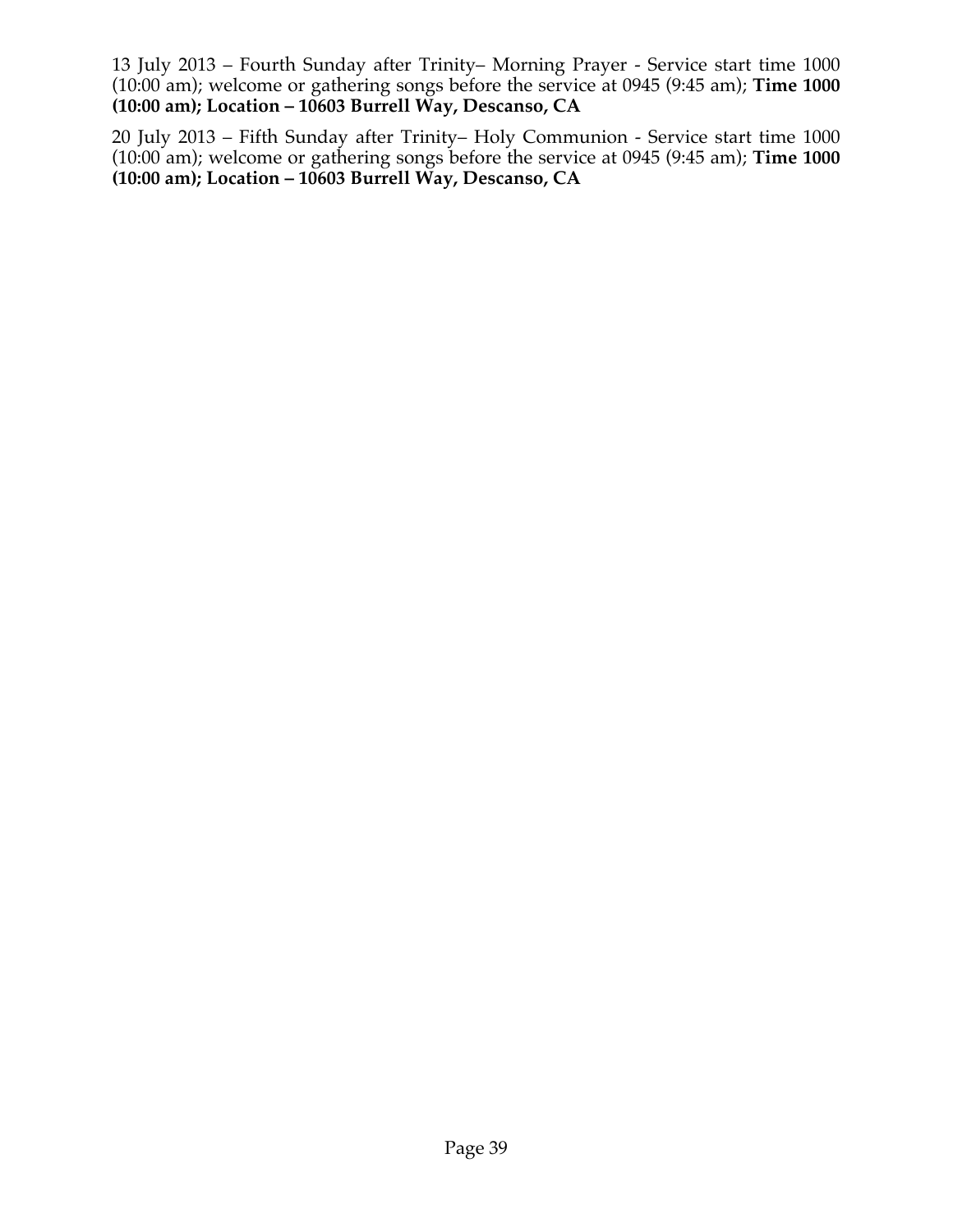13 July 2013 – Fourth Sunday after Trinity– Morning Prayer - Service start time 1000 (10:00 am); welcome or gathering songs before the service at 0945 (9:45 am); **Time 1000 (10:00 am); Location – 10603 Burrell Way, Descanso, CA**

20 July 2013 – Fifth Sunday after Trinity– Holy Communion - Service start time 1000 (10:00 am); welcome or gathering songs before the service at 0945 (9:45 am); **Time 1000 (10:00 am); Location – 10603 Burrell Way, Descanso, CA**